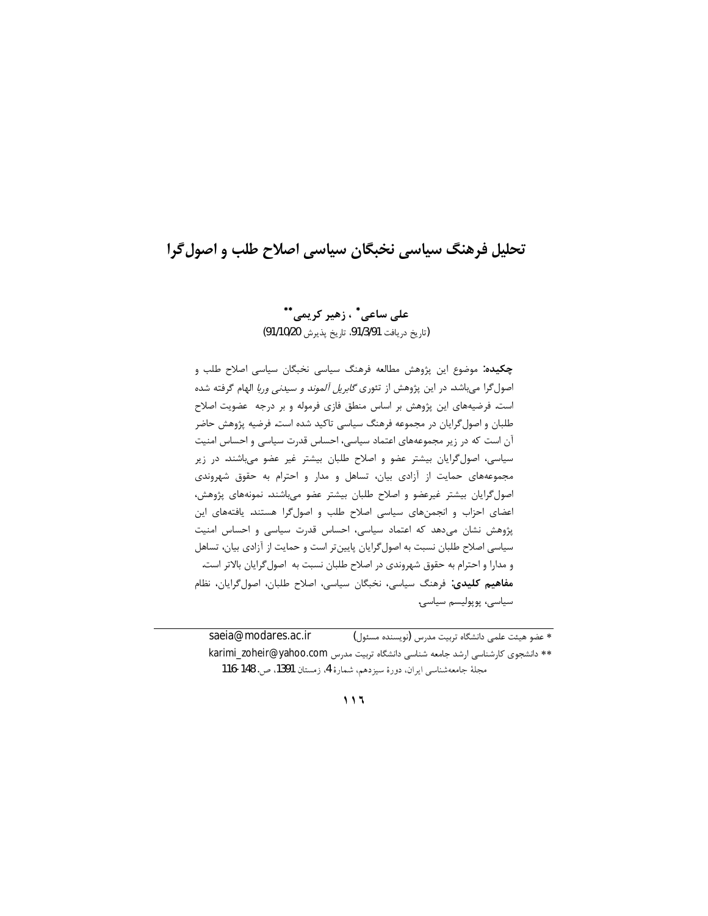# تحلیل فرهنگ سیاسی نخبگان سیاسی اصلاح طلب و اصول‌گرا

**علی ساعی\* ، زهیر کریمی\*\***

(تاریخ دریافت 91/3/91، تاریخ پذیرش 91/10/20)

**چکیده:** موضوع این پژوهش مطالعه فرهنگ سیاسی نخبگان سیاسی اصلاح طلب و اصول‌گرا می‌باشد. در این پژوهش از تئوری *گابریل آلموند و سیدنی وربا* الهام گرفته شده است. فرضیه‌های این پژوهش بر اساس منطق فازی فرموله و بر درجه عضویت اصلاح طلبان و اصول‌گرایان در مجموعه فرهنگ سیاسی تاکید شده است. فرضیه پژوهش حاضر آن است که در زیر مجموعه‌های اعتماد سیاسی، احساس قدرت سیاسی و احساس امنیت سیاسی، اصول‌گرایان بیشتر عضو و اصلاح طلبان بیشتر غیر عضو می‌باشند. در زیر مجموعه‌های حمایت از آزادی بیان، تساهل و مدار و احترام به حقوق شهروندی اصول‌گرایان بیشتر غیرعضو و اصلاح طلبان بیشتر عضو می‌باشند. نمونه‌های پژوهش، اعضای احزاب و انجمن‌های سیاسی اصلاح طلب و اصول‌گرا هستند. یافته‌های این پژوهش نشان می‌دهد که اعتماد سیاسی، احساس قدرت سیاسی و احساس امنیت سیاسی اصلاح طلبان نسبت به اصول‌گرایان پایین‌تر است و حمایت از آزادی بیان، تساهل و مدارا و احترام به حقوق شهروندی در اصلاح طلبان نسبت به اصول‌گرایان بالاتر است.

**مفاهیم کلیدی:** فرهنگ سیاسی، نخبگان سیاسی، اصلاح طلبان، اصول‌گرایان، نظام سیاسی، پوپولیسم سیاسی.

---

\* عضو هیئت علمی دانشگاه تربیت مدرس (نویسنده مسئول) saeia@modares.ac.ir

\*\* دانشجوی کارشناسی ارشد جامعه شناسی دانشگاه تربیت مدرس karimi_zoheir@yahoo.com

مجلهٔ جامعه‌شناسی ایران، دورهٔ سیزدهم، شمارهٔ 4، زمستان 1391، ص. 148-116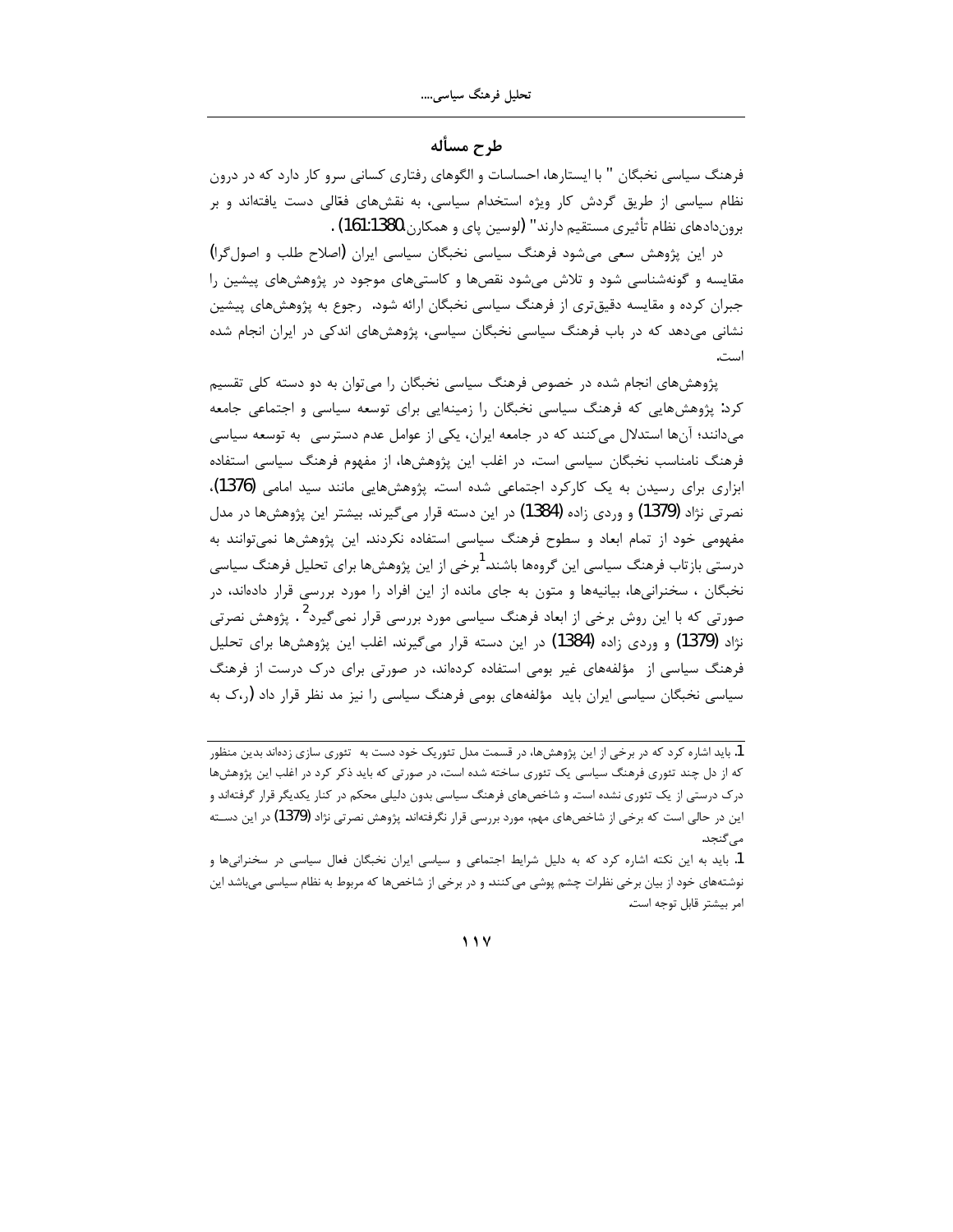## طرح مسأله

فرهنگ سیاسی نخبگان " با ایستارها، احساسات و الگوهای رفتاری کسانی سرو کار دارد که در درون نظام سیاسی از طریق گردش کار ویژه استخدام سیاسی، به نقش‌های فعّالی دست یافته‌اند و بر برون‌دادهای نظام تأثیری مستقیم دارند" (لوسین پای و همکاران،161:1380) .

در این پژوهش سعی می‌شود فرهنگ سیاسی نخبگان سیاسی ایران (اصلاح طلب و اصول‌گرا) مقایسه و گونه‌شناسی شود و تلاش می‌شود نقص‌ها و کاستی‌های موجود در پژوهش‌های پیشین را جبران کرده و مقایسه دقیق‌تری از فرهنگ سیاسی نخبگان ارائه شود. رجوع به پژوهش‌های پیشین نشانی می‌دهد که در باب فرهنگ سیاسی نخبگان سیاسی، پژوهش‌های اندکی در ایران انجام شده است.

پژوهش‌های انجام شده در خصوص فرهنگ سیاسی نخبگان را می‌توان به دو دسته کلی تقسیم کرد: پژوهش‌هایی که فرهنگ سیاسی نخبگان را زمینه‌ایی برای توسعه سیاسی و اجتماعی جامعه می‌دانند؛ آن‌ها استدلال می‌کنند که در جامعه ایران، یکی از عوامل عدم دسترسی به توسعه سیاسی فرهنگ نامناسب نخبگان سیاسی است. در اغلب این پژوهش‌ها، از مفهوم فرهنگ سیاسی استفاده ابزاری برای رسیدن به یک کارکرد اجتماعی شده است. پژوهش‌هایی مانند سید امامی (1376)، نصرتی نژاد (1379) و وردی زاده (1384) در این دسته قرار می‌گیرند. بیشتر این پژوهش‌ها در مدل مفهومی خود از تمام ابعاد و سطوح فرهنگ سیاسی استفاده نکردند. این پژوهش‌ها نمی‌توانند به درستی بازتاب فرهنگ سیاسی این گروه‌ها باشند.[1] برخی از این پژوهش‌ها برای تحلیل فرهنگ سیاسی نخبگان ، سخنرانی‌ها، بیانیه‌ها و متون به جای مانده از این افراد را مورد بررسی قرار داده‌اند، در صورتی که با این روش برخی از ابعاد فرهنگ سیاسی مورد بررسی قرار نمی‌گیرد[2] . پژوهش نصرتی نژاد (1379) و وردی زاده (1384) در این دسته قرار می‌گیرند. اغلب این پژوهش‌ها برای تحلیل فرهنگ سیاسی از مؤلفه‌های غیر بومی استفاده کرده‌اند، در صورتی برای درک درست از فرهنگ سیاسی نخبگان سیاسی ایران باید مؤلفه‌های بومی فرهنگ سیاسی را نیز مد نظر قرار داد (ر،ک به

---

1. باید اشاره کرد که در برخی از این پژوهش‌ها، در قسمت مدل تئوریک خود دست به تئوری سازی زده‌اند بدین منظور که از دل چند تئوری فرهنگ سیاسی یک تئوری ساخته شده است، در صورتی که باید ذکر کرد در اغلب این پژوهش‌ها درک درستی از یک تئوری نشده است. و شاخص‌های فرهنگ سیاسی بدون دلیلی محکم در کنار یکدیگر قرار گرفته‌اند و این در حالی است که برخی از شاخص‌های مهم، مورد بررسی قرار نگرفته‌اند. پژوهش نصرتی نژاد (1379) در این دسته می‌گنجد.

1. باید به این نکته اشاره کرد که به دلیل شرایط اجتماعی و سیاسی ایران نخبگان فعال سیاسی در سخنرانی‌ها و نوشته‌های خود از بیان برخی نظرات چشم پوشی می‌کنند. و در برخی از شاخص‌ها که مربوط به نظام سیاسی می‌باشد این امر بیشتر قابل توجه است.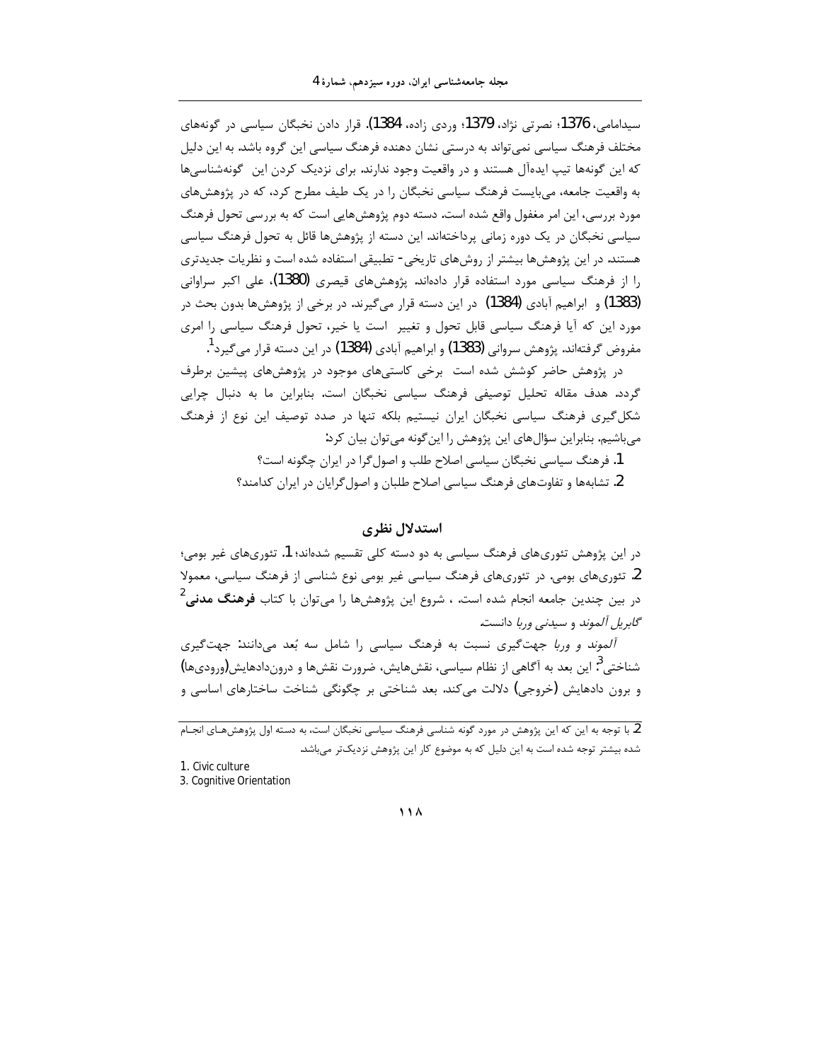سیدامامی، 1376؛ نصرتی نژاد، 1379؛ وردی زاده، 1384). قرار دادن نخبگان سیاسی در گونه‌های مختلف فرهنگ سیاسی نمی‌تواند به درستی نشان دهنده فرهنگ سیاسی این گروه باشد. به این دلیل که این گونه‌ها تیپ ایده‌آل هستند و در واقعیت وجود ندارند. برای نزدیک کردن این گونه‌شناسی‌ها به واقعیت جامعه، می‌بایست فرهنگ سیاسی نخبگان را در یک طیف مطرح کرد، که در پژوهش‌های مورد بررسی، این امر مغفول واقع شده است. دسته دوم پژوهش‌هایی است که به بررسی تحول فرهنگ سیاسی نخبگان در یک دوره زمانی پرداخته‌اند. این دسته از پژوهش‌ها قائل به تحول فرهنگ سیاسی هستند. در این پژوهش‌ها بیشتر از روش‌های تاریخی- تطبیقی استفاده شده است و نظریات جدیدتری را از فرهنگ سیاسی مورد استفاده قرار داده‌اند. پژوهش‌های قیصری (1380)، علی اکبر سراوانی (1383) و ابراهیم آبادی (1384) در این دسته قرار می‌گیرند. در برخی از پژوهش‌ها بدون بحث در مورد این که آیا فرهنگ سیاسی قابل تحول و تغییر است یا خیر، تحول فرهنگ سیاسی را امری مفروض گرفته‌اند. پژوهش سروانی (1383) و ابراهیم آبادی (1384) در این دسته قرار می‌گیرد[1].

در پژوهش حاضر کوشش شده است برخی کاستی‌های موجود در پژوهش‌های پیشین برطرف گردد. هدف مقاله تحلیل توصیفی فرهنگ سیاسی نخبگان است. بنابراین ما به دنبال چرایی شکل‌گیری فرهنگ سیاسی نخبگان ایران نیستیم بلکه تنها در صدد توصیف این نوع از فرهنگ می‌باشیم. بنابراین سؤال‌های این پژوهش را این‌گونه می‌توان بیان کرد:

1. فرهنگ سیاسی نخبگان سیاسی اصلاح طلب و اصول‌گرا در ایران چگونه است؟
2. تشابه‌ها و تفاوت‌های فرهنگ سیاسی اصلاح طلبان و اصول‌گرایان در ایران کدامند؟

## استدلال نظری

در این پژوهش تئوری‌های فرهنگ سیاسی به دو دسته کلی تقسیم شده‌اند؛ 1. تئوری‌های غیر بومی؛ 2. تئوری‌های بومی. در تئوری‌های فرهنگ سیاسی غیر بومی نوع شناسی از فرهنگ سیاسی، معمولا در بین چندین جامعه انجام شده است. ، شروع این پژوهش‌ها را می‌توان با کتاب **فرهنگ مدنی**[2] *گابریل آلموند* و *سیدنی وربا* دانست.

*آلموند و وربا* جهت‌گیری نسبت به فرهنگ سیاسی را شامل سه بُعد می‌دانند: جهت‌گیری شناختی[3]. این بعد به آگاهی از نظام سیاسی، نقش‌هایش، ضرورت نقش‌ها و درون‌دادهایش(ورودی‌ها) و برون دادهایش (خروجی) دلالت می‌کند. بعد شناختی بر چگونگی شناخت ساختارهای اساسی و

---

2. با توجه به این که این پژوهش در مورد گونه شناسی فرهنگ سیاسی نخبگان است، به دسته اول پژوهش‌های انجام شده بیشتر توجه شده است به این دلیل که به موضوع کار این پژوهش نزدیک‌تر می‌باشد.

1. Civic culture

3. Cognitive Orientation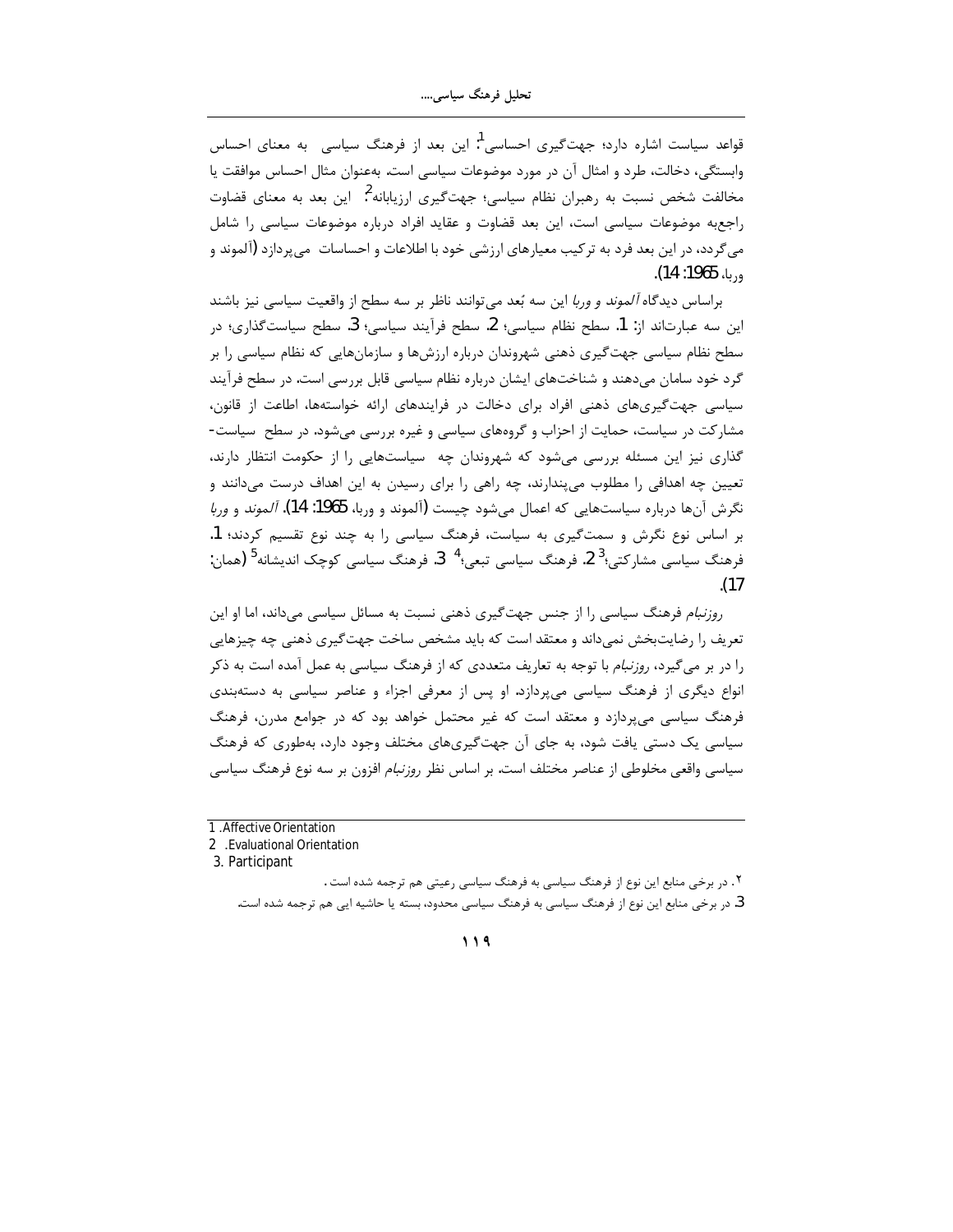قواعد سیاست اشاره دارد؛ جهت‌گیری احساسی[1]: این بعد از فرهنگ سیاسی به معنای احساس وابستگی، دخالت، طرد و امثال آن در مورد موضوعات سیاسی است. به‌عنوان مثال احساس موافقت یا مخالفت شخص نسبت به رهبران نظام سیاسی؛ جهت‌گیری ارزیابانه[2]: این بعد به معنای قضاوت راجع‌به موضوعات سیاسی است، این بعد قضاوت و عقاید افراد درباره موضوعات سیاسی را شامل می‌گردد، در این بعد فرد به ترکیب معیارهای ارزشی خود با اطلاعات و احساسات می‌پردازد (آلموند و وربا، 1965: 14).

براساس دیدگاه *آلموند و وربا* این سه بُعد می‌توانند ناظر بر سه سطح از واقعیت سیاسی نیز باشند این سه عبارت‌اند از: 1. سطح نظام سیاسی؛ 2. سطح فرآیند سیاسی؛ 3. سطح سیاست‌گذاری؛ در سطح نظام سیاسی جهت‌گیری ذهنی شهروندان درباره ارزش‌ها و سازمان‌هایی که نظام سیاسی را بر گرد خود سامان می‌دهند و شناخت‌های ایشان درباره نظام سیاسی قابل بررسی است. در سطح فرآیند سیاسی جهت‌گیری‌های ذهنی افراد برای دخالت در فرایندهای ارائه خواستهها، اطاعت از قانون، مشارکت در سیاست، حمایت از احزاب و گروه‌های سیاسی و غیره بررسی می‌شود. در سطح سیاست-گذاری نیز این مسئله بررسی می‌شود که شهروندان چه سیاست‌هایی را از حکومت انتظار دارند، تعیین چه اهدافی را مطلوب می‌پندارند، چه راهی را برای رسیدن به این اهداف درست می‌دانند و نگرش آن‌ها درباره سیاست‌هایی که اعمال می‌شود چیست (آلموند و وربا، 1965: 14). *آلموند* و *وربا* بر اساس نوع نگرش و سمت‌گیری به سیاست، فرهنگ سیاسی را به چند نوع تقسیم کردند؛ 1. فرهنگ سیاسی مشارکتی؛[3] 2. فرهنگ سیاسی تبعی؛[4] 3. فرهنگ سیاسی کوچک اندیشانه[5] (همان: 17).

*روزنبام* فرهنگ سیاسی را از جنس جهت‌گیری ذهنی نسبت به مسائل سیاسی می‌داند، اما او این تعریف را رضایت‌بخش نمی‌داند و معتقد است که باید مشخص ساخت جهت‌گیری ذهنی چه چیزهایی را در بر می‌گیرد، *روزنبام* با توجه به تعاریف متعددی که از فرهنگ سیاسی به عمل آمده است به ذکر انواع دیگری از فرهنگ سیاسی می‌پردازد. او پس از معرفی اجزاء و عناصر سیاسی به دسته‌بندی فرهنگ سیاسی می‌پردازد و معتقد است که غیر محتمل خواهد بود که در جوامع مدرن، فرهنگ سیاسی یک دستی یافت شود، به جای آن جهت‌گیری‌های مختلف وجود دارد، به‌طوری که فرهنگ سیاسی واقعی مخلوطی از عناصر مختلف است. بر اساس نظر *روزنبام* افزون بر سه نوع فرهنگ سیاسی

---

1. Affective Orientation
2. Evaluational Orientation
3. Participant

۲. در برخی منابع این نوع از فرهنگ سیاسی به فرهنگ سیاسی رعیتی هم ترجمه شده است.

3. در برخی منابع این نوع از فرهنگ سیاسی به فرهنگ سیاسی محدود، بسته یا حاشیه ایی هم ترجمه شده است.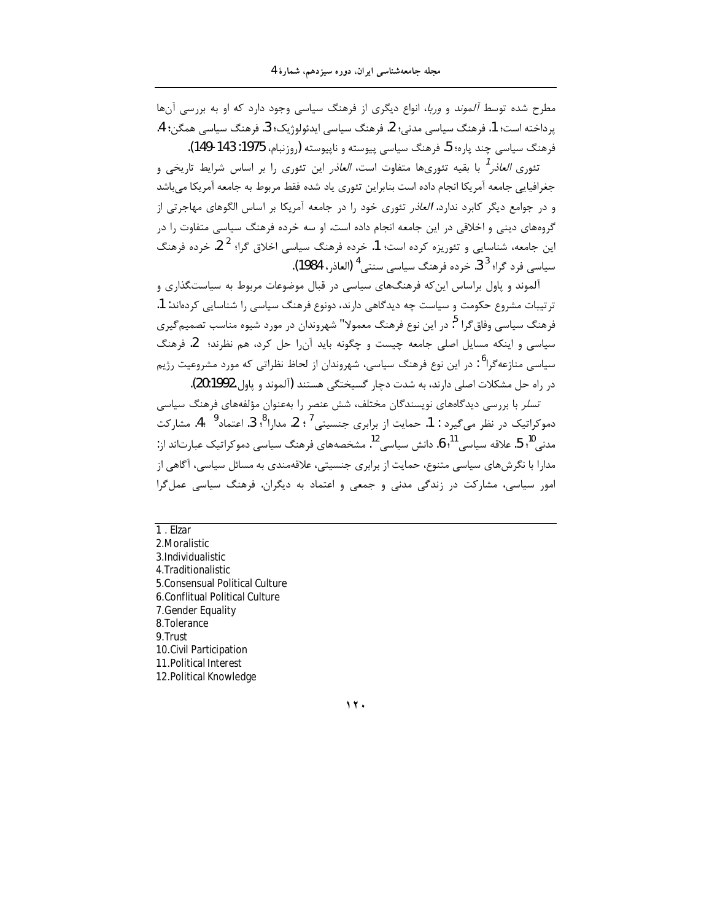مطرح شده توسط *آلموند* و *وربا*، انواع دیگری از فرهنگ سیاسی وجود دارد که او به بررسی آن‌ها پرداخته است؛ 1. فرهنگ سیاسی مدنی؛ 2. فرهنگ سیاسی ایدئولوژیک؛ 3. فرهنگ سیاسی همگن؛ 4. فرهنگ سیاسی چند پاره؛ 5. فرهنگ سیاسی پیوسته و ناپیوسته (روزنبام، 1975: 143-149).

تئوری *العاذر*[1] با بقیه تئوری‌ها متفاوت است، *العاذر* این تئوری را بر اساس شرایط تاریخی و جغرافیایی جامعه آمریکا انجام داده است بنابراین تئوری یاد شده فقط مربوط به جامعه آمریکا می‌باشد و در جوامع دیگر کابرد ندارد. *العاذر* تئوری خود را در جامعه آمریکا بر اساس الگوهای مهاجرتی از گروه‌های دینی و اخلاقی در این جامعه انجام داده است. او سه خرده فرهنگ سیاسی متفاوت را در این جامعه، شناسایی و تئوریزه کرده است؛ 1. خرده فرهنگ سیاسی اخلاق گرا؛ [2] 2. خرده فرهنگ سیاسی فرد گرا؛ [3] 3. خرده فرهنگ سیاسی سنتی[4] (العاذر، 1984).

آلموند و پاول براساس این‌که فرهنگ‌های سیاسی در قبال موضوعات مربوط به سیاستگذاری و ترتیبات مشروع حکومت و سیاست چه دیدگاهی دارند، دونوع فرهنگ سیاسی را شناسایی کرده‌اند: 1. فرهنگ سیاسی وفاق‌گرا [5]: در این نوع فرهنگ معمولا" شهروندان در مورد شیوه مناسب تصمیم‌گیری سیاسی و اینکه مسایل اصلی جامعه چیست و چگونه باید آن‌را حل کرد، هم نظرند؛ 2. فرهنگ سیاسی منازعه‌گرا[6]: در این نوع فرهنگ سیاسی، شهروندان از لحاظ نظراتی که مورد مشروعیت رژیم در راه حل مشکلات اصلی دارند، به شدت دچار گسیختگی هستند (آلموند و پاول،1992: 20).

*تسلر* با بررسی دیدگاه‌های نویسندگان مختلف، شش عنصر را به‌عنوان مؤلفه‌های فرهنگ سیاسی دموکراتیک در نظر می‌گیرد : 1. حمایت از برابری جنسیتی[7] ؛ 2. مدارا[8]؛ 3. اعتماد[9] ؛4. مشارکت مدنی[10]؛ 5. علاقه سیاسی[11]؛ 6. دانش سیاسی[12]. مشخصه‌های فرهنگ سیاسی دموکراتیک عبارت‌اند از: مدارا با نگرش‌های سیاسی متنوع، حمایت از برابری جنسیتی، علاقه‌مندی به مسائل سیاسی، آگاهی از امور سیاسی، مشارکت در زندگی مدنی و جمعی و اعتماد به دیگران. فرهنگ سیاسی عمل‌گرا

---

1 . Elzar
2.Moralistic
3.Individualistic
4.Traditionalistic
5.Consensual Political Culture
6.Conflitual Political Culture
7.Gender Equality
8.Tolerance
9.Trust
10.Civil Participation
11.Political Interest
12.Political Knowledge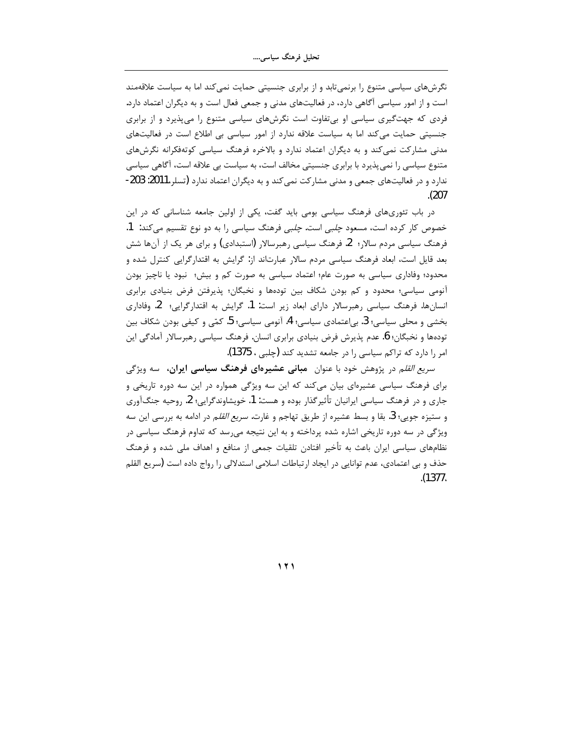نگرش‌های سیاسی متنوع را برنمی‌تابد و از برابری جنسیتی حمایت نمی‌کند اما به سیاست علاقه‌مند است و از امور سیاسی آگاهی دارد، در فعالیت‌های مدنی و جمعی فعال است و به دیگران اعتماد دارد. فردی که جهت‌گیری سیاسی او بی‌تفاوت است نگرش‌های سیاسی متنوع را می‌پذیرد و از برابری جنسیتی حمایت می‌کند اما به سیاست علاقه ندارد از امور سیاسی بی اطلاع است در فعالیت‌های مدنی مشارکت نمی‌کند و به دیگران اعتماد ندارد و بالاخره فرهنگ سیاسی کوته‌فکرانه نگرش‌های متنوع سیاسی را نمی‌پذیرد با برابری جنسیتی مخالف است، به سیاست بی علاقه است، آگاهی سیاسی ندارد و در فعالیت‌های جمعی و مدنی مشارکت نمی‌کند و به دیگران اعتماد ندارد (تسلر،2011: 203-207).

در باب تئوری‌های فرهنگ سیاسی بومی باید گفت، یکی از اولین جامعه شناسانی که در این خصوص کار کرده است، مسعود *چلبی* است. *چلبی* فرهنگ سیاسی را به دو نوع تقسیم می‌کند: 1. فرهنگ سیاسی مردم سالار؛ 2. فرهنگ سیاسی رهبرسالار (استبدادی) و برای هر یک از آن‌ها شش بعد قایل است، ابعاد فرهنگ سیاسی مردم سالار عبارت‌اند از: گرایش به اقتدارگرایی کنترل شده و محدود؛ وفاداری سیاسی به صورت عام؛ اعتماد سیاسی به صورت کم و بیش؛ نبود یا ناچیز بودن آنومی سیاسی؛ محدود و کم بودن شکاف بین توده‌ها و نخبگان؛ پذیرفتن فرض بنیادی برابری انسان‌ها. فرهنگ سیاسی رهبرسالار دارای ابعاد زیر است: 1. گرایش به اقتدارگرایی؛ 2. وفاداری بخشی و محلی سیاسی؛ 3. بی‌اعتمادی سیاسی؛ 4. آنومی سیاسی؛ 5. کمّی و کیفی بودن شکاف بین توده‌ها و نخبگان؛ 6. عدم پذیرش فرض بنیادی برابری انسان. فرهنگ سیاسی رهبرسالار آمادگی این امر را دارد که تراکم سیاسی را در جامعه تشدید کند (چلبی ، 1375).

*سریع القلم* در پژوهش خود با عنوان **مبانی عشیره‌ای فرهنگ سیاسی ایران،** سه ویژگی برای فرهنگ سیاسی عشیره‌ای بیان می‌کند که این سه ویژگی همواره در این سه دوره تاریخی و جاری و در فرهنگ سیاسی ایرانیان تأثیرگذار بوده و هست: 1. خویشاوندگرایی؛ 2. روحیه جنگ‌آوری و ستیزه جویی؛ 3. بقا و بسط عشیره از طریق تهاجم و غارت. *سریع القلم* در ادامه به بررسی این سه ویژگی در سه دوره تاریخی اشاره شده پرداخته و به این نتیجه می‌رسد که تداوم فرهنگ سیاسی در نظام‌های سیاسی ایران باعث به تأخیر افتادن تلقیات جمعی از منافع و اهداف ملی شده و فرهنگ حذف و بی اعتمادی، عدم توانایی در ایجاد ارتباطات اسلامی استدلالی را رواج داده است (سریع القلم ،1377).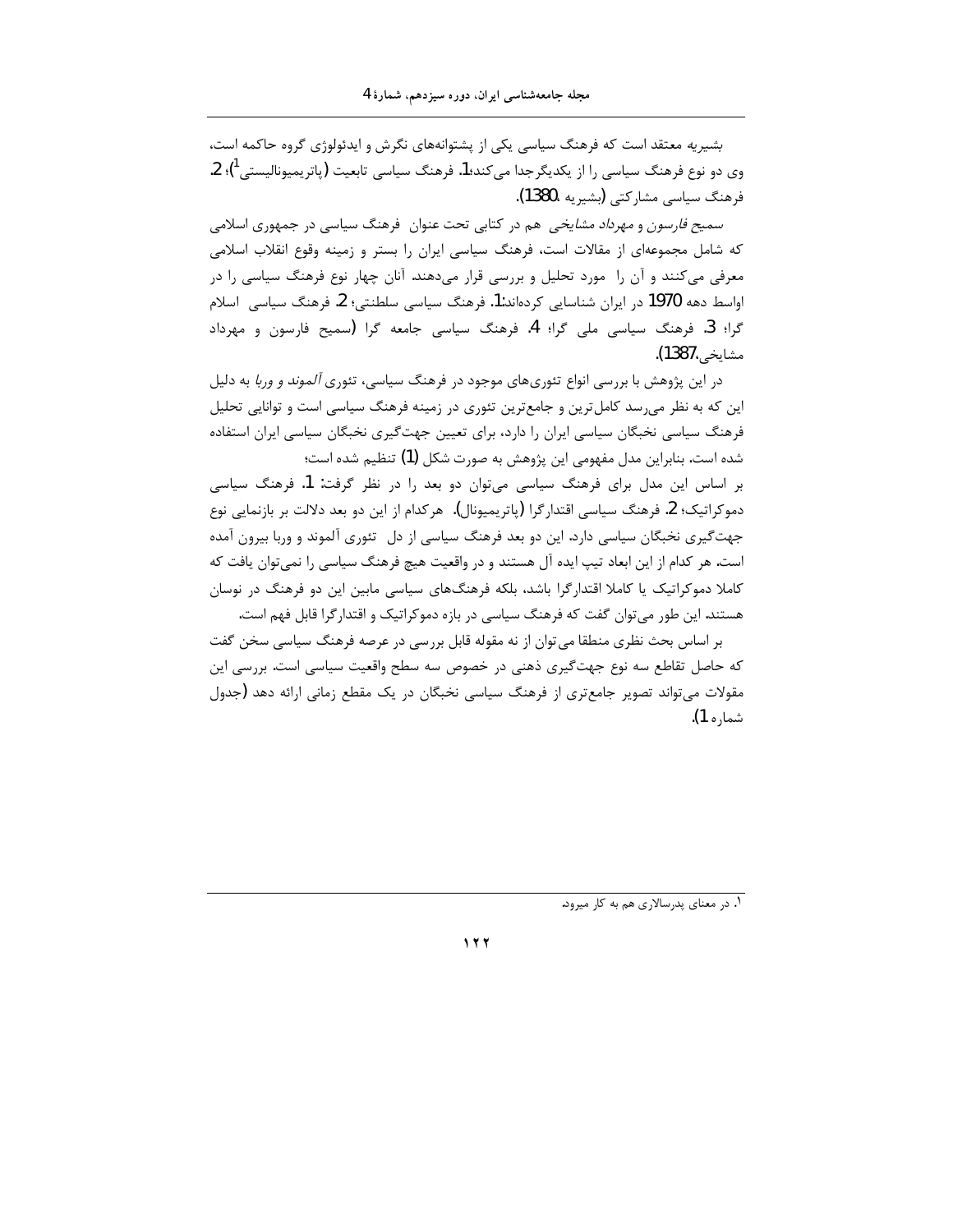بشیریه معتقد است که فرهنگ سیاسی یکی از پشتوانه‌های نگرش و ایدئولوژی گروه حاکمه است، وی دو نوع فرهنگ سیاسی را از یکدیگرجدا می‌کند:1. فرهنگ سیاسی تابعیت (پاتریمیونالیستی[1])؛ 2. فرهنگ سیاسی مشارکتی (بشیریه ،1380).

*سمیح فارسون* و *مهرداد مشایخی* هم در کتابی تحت عنوان فرهنگ سیاسی در جمهوری اسلامی که شامل مجموعه‌ای از مقالات است، فرهنگ سیاسی ایران را بستر و زمینه وقوع انقلاب اسلامی معرفی می‌کنند و آن را مورد تحلیل و بررسی قرار می‌دهند. آنان چهار نوع فرهنگ سیاسی را در اواسط دهه 1970 در ایران شناسایی کرده‌اند:1. فرهنگ سیاسی سلطنتی؛ 2. فرهنگ سیاسی اسلام گرا؛ 3. فرهنگ سیاسی ملی گرا؛ 4. فرهنگ سیاسی جامعه گرا (سمیح فارسون و مهرداد مشایخی،1387).

در این پژوهش با بررسی انواع تئوری‌های موجود در فرهنگ سیاسی، تئوری *آلموند و وربا* به دلیل این که به نظر می‌رسد کامل‌ترین و جامع‌ترین تئوری در زمینه فرهنگ سیاسی است و توانایی تحلیل فرهنگ سیاسی نخبگان سیاسی ایران را دارد، برای تعیین جهت‌گیری نخبگان سیاسی ایران استفاده شده است. بنابراین مدل مفهومی این پژوهش به صورت شکل (1) تنظیم شده است؛

بر اساس این مدل برای فرهنگ سیاسی می‌توان دو بعد را در نظر گرفت: 1. فرهنگ سیاسی دموکراتیک؛ 2. فرهنگ سیاسی اقتدارگرا (پاتریمیونال). هرکدام از این دو بعد دلالت بر بازنمایی نوع جهت‌گیری نخبگان سیاسی دارد. این دو بعد فرهنگ سیاسی از دل تئوری آلموند و وربا بیرون آمده است. هر کدام از این ابعاد تیپ ایده آل هستند و در واقعیت هیچ فرهنگ سیاسی را نمی‌توان یافت که کاملا دموکراتیک یا کاملا اقتدارگرا باشد، بلکه فرهنگ‌های سیاسی مابین این دو فرهنگ در نوسان هستند. این طور می‌توان گفت که فرهنگ سیاسی در بازه دموکراتیک و اقتدارگرا قابل فهم است.

بر اساس بحث نظری منطقا می‌توان از نه مقوله قابل بررسی در عرصه فرهنگ سیاسی سخن گفت که حاصل تقاطع سه نوع جهت‌گیری ذهنی در خصوص سه سطح واقعیت سیاسی است. بررسی این مقولات می‌تواند تصویر جامع‌تری از فرهنگ سیاسی نخبگان در یک مقطع زمانی ارائه دهد (جدول شماره 1).

---

[1]. در معنای پدرسالاری هم به کار میرود.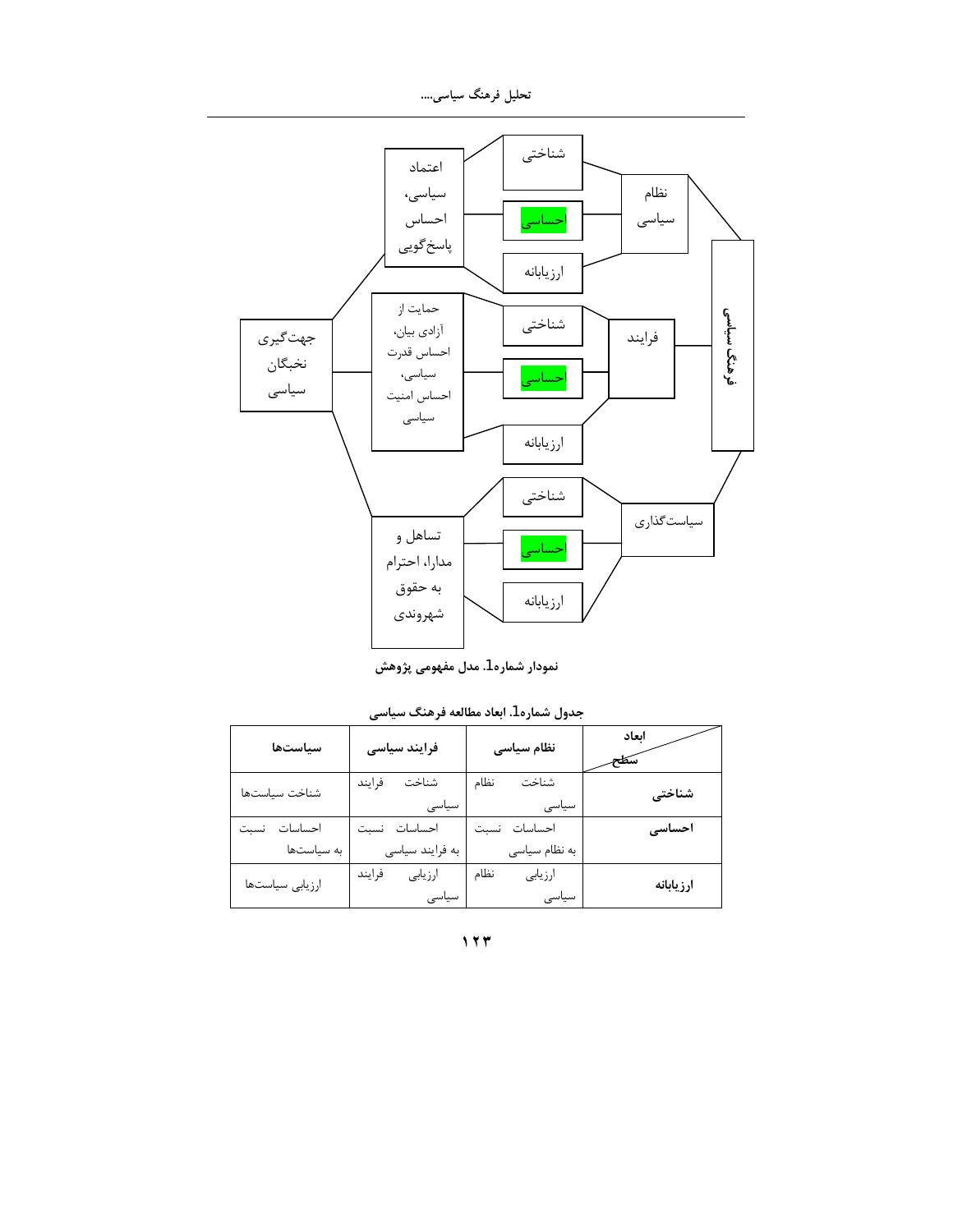اعتماد سیاسی، احساس پاسخ‌گویی

شناختی

احساسی

ارزیابانه

نظام سیاسی

حمایت از آزادی بیان، احساس قدرت سیاسی، احساس امنیت سیاسی

شناختی

احساسی

ارزیابانه

فرایند

جهت‌گیری نخبگان سیاسی

فرهنگ سیاسی

شناختی

احساسی

ارزیابانه

سیاست‌گذاری

تساهل و مدارا، احترام به حقوق شهروندی

**نمودار شماره1. مدل مفهومی پژوهش**

**جدول شماره1. ابعاد مطالعه فرهنگ سیاسی**

| سطح / ابعاد | نظام سیاسی | فرایند سیاسی | سیاست‌ها |
|---|---|---|---|
| **شناختی** | شناخت نظام سیاسی | شناخت فرایند سیاسی | شناخت سیاست‌ها |
| **احساسی** | احساسات نسبت به نظام سیاسی | احساسات نسبت به فرایند سیاسی | احساسات نسبت به سیاست‌ها |
| **ارزیابانه** | ارزیابی نظام سیاسی | ارزیابی فرایند سیاسی | ارزیابی سیاست‌ها |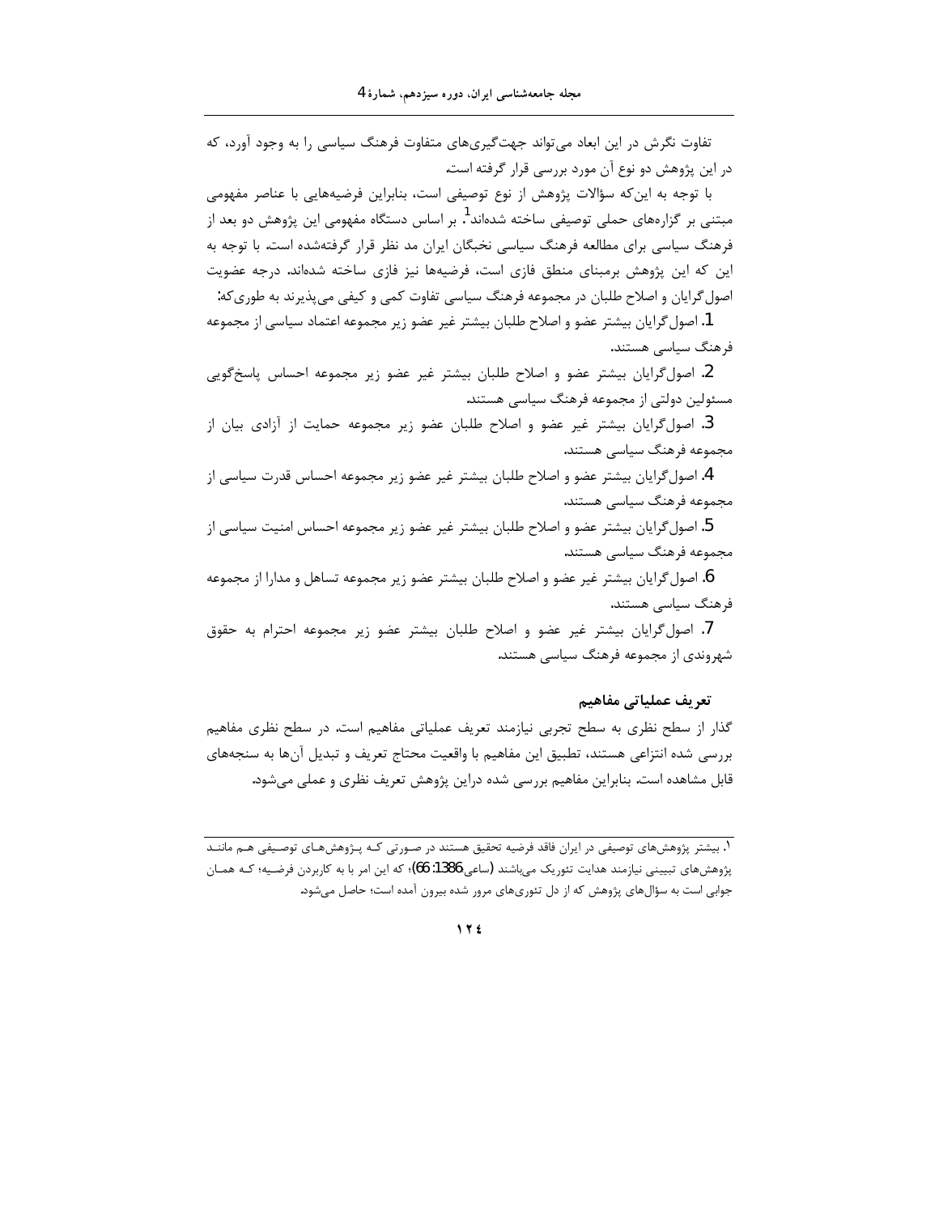تفاوت نگرش در این ابعاد می‌تواند جهت‌گیری‌های متفاوت فرهنگ سیاسی را به وجود آورد، که در این پژوهش دو نوع آن مورد بررسی قرار گرفته است.

با توجه به این‌که سؤالات پژوهش از نوع توصیفی است، بنابراین فرضیه‌هایی با عناصر مفهومی مبتنی بر گزاره‌های حملی توصیفی ساخته شده‌اند[1]. بر اساس دستگاه مفهومی این پژوهش دو بعد از فرهنگ سیاسی برای مطالعه فرهنگ سیاسی نخبگان ایران مد نظر قرار گرفته‌شده است. با توجه به این که این پژوهش برمبنای منطق فازی است، فرضیه‌ها نیز فازی ساخته شده‌اند. درجه عضویت اصول‌گرایان و اصلاح طلبان در مجموعه فرهنگ سیاسی تفاوت کمی و کیفی می‌پذیرند به طوری‌که:

1. اصول‌گرایان بیشتر عضو و اصلاح طلبان بیشتر غیر عضو زیر مجموعه اعتماد سیاسی از مجموعه فرهنگ سیاسی هستند.

2. اصول‌گرایان بیشتر عضو و اصلاح طلبان بیشتر غیر عضو زیر مجموعه احساس پاسخ‌گویی مسئولین دولتی از مجموعه فرهنگ سیاسی هستند.

3. اصول‌گرایان بیشتر غیر عضو و اصلاح طلبان عضو زیر مجموعه حمایت از آزادی بیان از مجموعه فرهنگ سیاسی هستند.

4. اصول‌گرایان بیشتر عضو و اصلاح طلبان بیشتر غیر عضو زیر مجموعه احساس قدرت سیاسی از مجموعه فرهنگ سیاسی هستند.

5. اصول‌گرایان بیشتر عضو و اصلاح طلبان بیشتر غیر عضو زیر مجموعه احساس امنیت سیاسی از مجموعه فرهنگ سیاسی هستند.

6. اصول‌گرایان بیشتر غیر عضو و اصلاح طلبان بیشتر عضو زیر مجموعه تساهل و مدارا از مجموعه فرهنگ سیاسی هستند.

7. اصول‌گرایان بیشتر غیر عضو و اصلاح طلبان بیشتر عضو زیر مجموعه احترام به حقوق شهروندی از مجموعه فرهنگ سیاسی هستند.

### تعریف عملیاتی مفاهیم

گذار از سطح نظری به سطح تجربی نیازمند تعریف عملیاتی مفاهیم است. در سطح نظری مفاهیم بررسی شده انتزاعی هستند، تطبیق این مفاهیم با واقعیت محتاج تعریف و تبدیل آن‌ها به سنجه‌های قابل مشاهده است. بنابراین مفاهیم بررسی شده دراین پژوهش تعریف نظری و عملی می‌شود.

---

[1]. بیشتر پژوهش‌های توصیفی در ایران فاقد فرضیه تحقیق هستند در صورتی که پژوهش‌های توصیفی هم مانند پژوهش‌های تبیینی نیازمند هدایت تئوریک می‌باشند (ساعی،1386: 66)؛ که این امر با به کاربردن فرضیه؛ که همان جوابی است به سؤال‌های پژوهش که از دل تئوری‌های مرور شده بیرون آمده است؛ حاصل می‌شود.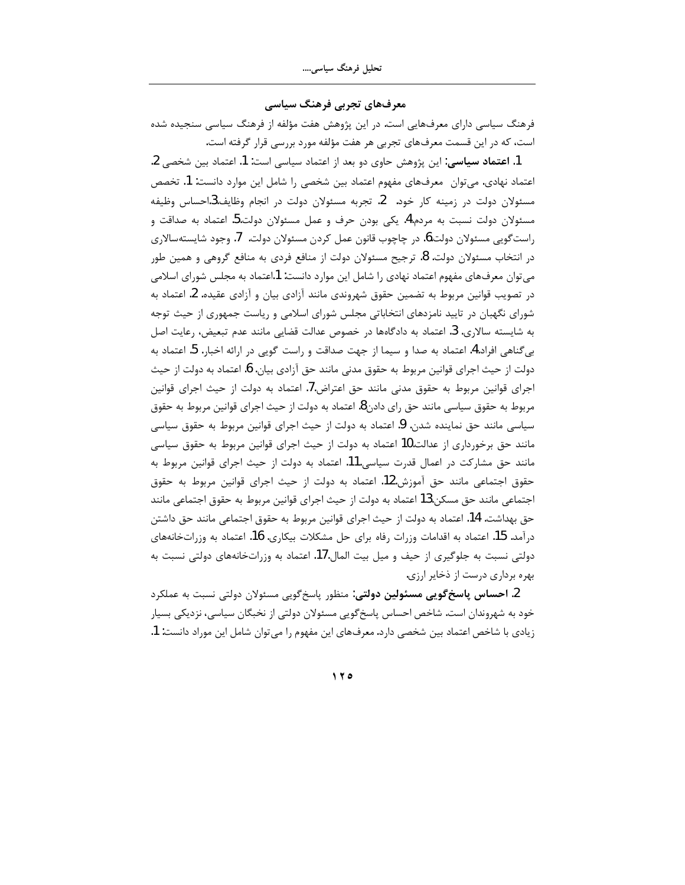## معرف‌های تجربی فرهنگ سیاسی

فرهنگ سیاسی دارای معرف‌هایی است. در این پژوهش هفت مؤلفه از فرهنگ سیاسی سنجیده شده است، که در این قسمت معرف‌های تجربی هر هفت مؤلفه مورد بررسی قرار گرفته است.

1. **اعتماد سیاسی:** این پژوهش حاوی دو بعد از اعتماد سیاسی است: 1. اعتماد بین شخصی 2. اعتماد نهادی. می‌توان معرف‌های مفهوم اعتماد بین شخصی را شامل این موارد دانست: 1. تخصص مسئولان دولت در زمینه کار خود. 2. تجربه مسئولان دولت در انجام وظایف3.احساس وظیفه مسئولان دولت نسبت به مردم4. یکی بودن حرف و عمل مسئولان دولت5. اعتماد به صداقت و راست‌گویی مسئولان دولت6. در چاچوب قانون عمل کردن مسئولان دولت. 7. وجود شایسته‌سالاری در انتخاب مسئولان دولت. 8. ترجیح مسئولان دولت از منافع فردی به منافع گروهی و همین طور می‌توان معرف‌های مفهوم اعتماد نهادی را شامل این موارد دانست: 1.اعتماد به مجلس شورای اسلامی در تصویب قوانین مربوط به تضمین حقوق شهروندی مانند آزادی بیان و آزادی عقیده. 2. اعتماد به شورای نگهبان در تایید نامزدهای انتخاباتی مجلس شورای اسلامی و ریاست جمهوری از حیث توجه به شایسته سالاری. 3. اعتماد به دادگاه‌ها در خصوص عدالت قضایی مانند عدم تبعیض، رعایت اصل بی‌گناهی افراد4. اعتماد به صدا و سیما از جهت صداقت و راست گویی در ارائه اخبار. 5. اعتماد به دولت از حیث اجرای قوانین مربوط به حقوق مدنی مانند حق آزادی بیان. 6. اعتماد به دولت از حیث اجرای قوانین مربوط به حقوق مدنی مانند حق اعتراض7. اعتماد به دولت از حیث اجرای قوانین مربوط به حقوق سیاسی مانند حق رای دادن8. اعتماد به دولت از حیث اجرای قوانین مربوط به حقوق سیاسی مانند حق نماینده شدن. 9. اعتماد به دولت از حیث اجرای قوانین مربوط به حقوق سیاسی مانند حق برخورداری از عدالت10 اعتماد به دولت از حیث اجرای قوانین مربوط به حقوق سیاسی مانند حق مشارکت در اعمال قدرت سیاسی11. اعتماد به دولت از حیث اجرای قوانین مربوط به حقوق اجتماعی مانند حق آموزش12. اعتماد به دولت از حیث اجرای قوانین مربوط به حقوق اجتماعی مانند حق مسکن13 اعتماد به دولت از حیث اجرای قوانین مربوط به حقوق اجتماعی مانند حق بهداشت. 14. اعتماد به دولت از حیث اجرای قوانین مربوط به حقوق اجتماعی مانند حق داشتن درآمد. 15. اعتماد به اقدامات وزرات رفاه برای حل مشکلات بیکاری. 16. اعتماد به وزرات‌خانه‌های دولتی نسبت به جلوگیری از حیف و میل بیت المال.17. اعتماد به وزرات‌خانه‌های دولتی نسبت به بهره برداری درست از ذخایر ارزی.

2. **احساس پاسخ‌گویی مسئولین دولتی:** منظور پاسخ‌گویی مسئولان دولتی نسبت به عملکرد خود به شهروندان است. شاخص احساس پاسخ‌گویی مسئولان دولتی از نخبگان سیاسی، نزدیکی بسیار زیادی با شاخص اعتماد بین شخصی دارد. معرف‌های این مفهوم را می‌توان شامل این موراد دانست: 1.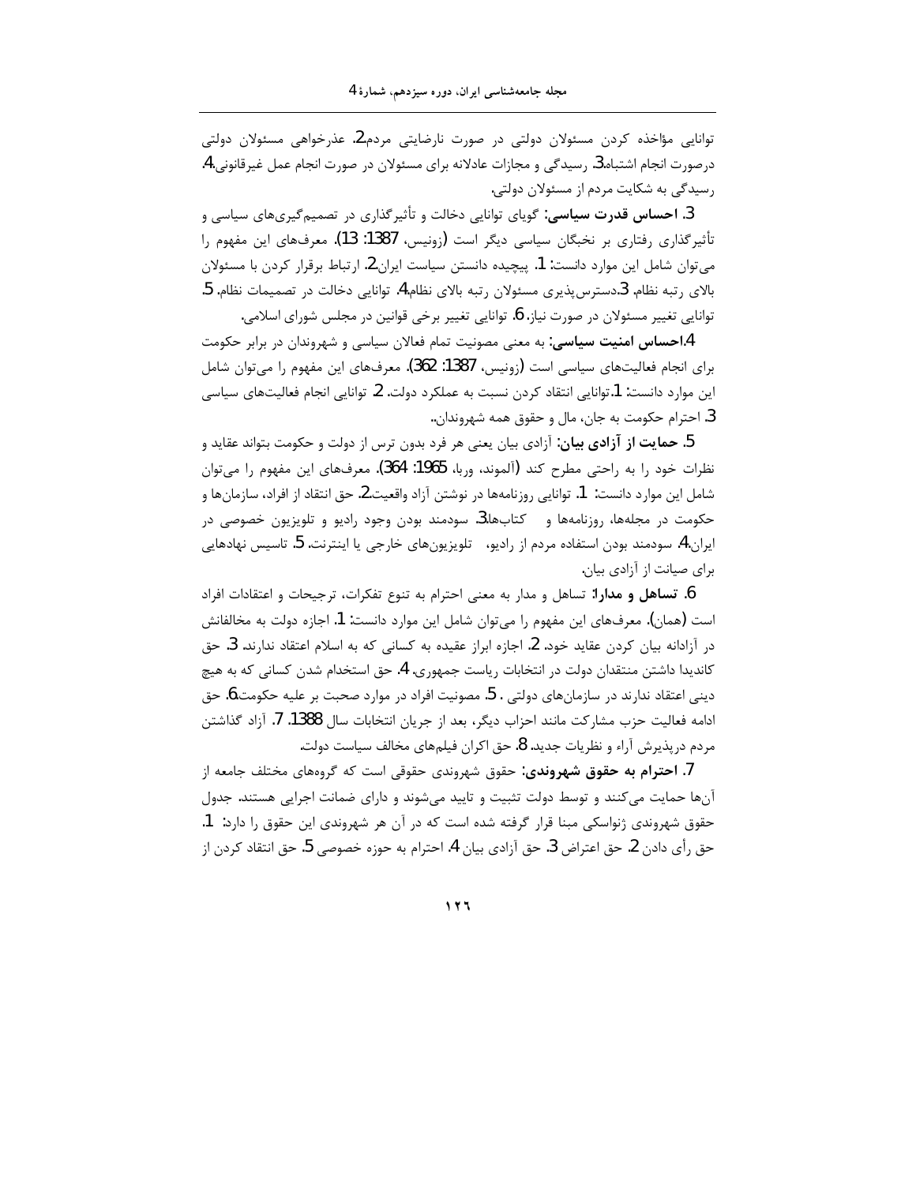توانایی مؤاخذه کردن مسئولان دولتی در صورت نارضایتی مردم2. عذرخواهی مسئولان دولتی درصورت انجام اشتباه3. رسیدگی و مجازات عادلانه برای مسئولان در صورت انجام عمل غیرقانونی4. رسیدگی به شکایت مردم از مسئولان دولتی.

3. **احساس قدرت سیاسی:** گویای توانایی دخالت و تأثیرگذاری در تصمیم‌گیری‌های سیاسی و تأثیرگذاری رفتاری بر نخبگان سیاسی دیگر است (زونیس، 1387: 13). معرف‌های این مفهوم را می‌توان شامل این موارد دانست: 1. پیچیده دانستن سیاست ایران2. ارتباط برقرار کردن با مسئولان بالای رتبه نظام. 3.دسترس‌پذیری مسئولان رتبه بالای نظام4. توانایی دخالت در تصمیمات نظام. 5. توانایی تغییر مسئولان در صورت نیاز. 6. توانایی تغییر برخی قوانین در مجلس شورای اسلامی.

4.**احساس امنیت سیاسی:** به معنی مصونیت تمام فعالان سیاسی و شهروندان در برابر حکومت برای انجام فعالیت‌های سیاسی است (زونیس، 1387: 362). معرف‌های این مفهوم را می‌توان شامل این موارد دانست: 1.توانایی انتقاد کردن نسبت به عملکرد دولت. 2. توانایی انجام فعالیت‌های سیاسی 3. احترام حکومت به جان، مال و حقوق همه شهروندان.

5. **حمایت از آزادی بیان:** آزادی بیان یعنی هر فرد بدون ترس از دولت و حکومت بتواند عقاید و نظرات خود را به راحتی مطرح کند (آلموند، وربا، 1965: 364). معرف‌های این مفهوم را می‌توان شامل این موارد دانست: 1. توانایی روزنامه‌ها در نوشتن آزاد واقعیت2. حق انتقاد از افراد، سازمان‌ها و حکومت در مجله‌ها، روزنامه‌ها و کتاب‌ها3. سودمند بودن وجود رادیو و تلویزیون خصوصی در ایران4. سودمند بودن استفاده مردم از رادیو، تلویزیون‌های خارجی یا اینترنت. 5. تاسیس نهادهایی برای صیانت از آزادی بیان.

6. **تساهل و مدارا:** تساهل و مدار به معنی احترام به تنوع تفکرات، ترجیحات و اعتقادات افراد است (همان). معرف‌های این مفهوم را می‌توان شامل این موارد دانست: 1. اجازه دولت به مخالفانش در آزادانه بیان کردن عقاید خود. 2. اجازه ابراز عقیده به کسانی که به اسلام اعتقاد ندارند. 3. حق کاندیدا داشتن منتقدان دولت در انتخابات ریاست جمهوری. 4. حق استخدام شدن کسانی که به هیچ دینی اعتقاد ندارند در سازمان‌های دولتی . 5. مصونیت افراد در موارد صحبت بر علیه حکومت6. حق ادامه فعالیت حزب مشارکت مانند احزاب دیگر، بعد از جریان انتخابات سال 1388. 7. آزاد گذاشتن مردم درپذیرش آراء و نظریات جدید. 8. حق اکران فیلم‌های مخالف سیاست دولت.

7. **احترام به حقوق شهروندی:** حقوق شهروندی حقوقی است که گروه‌های مختلف جامعه از آن‌ها حمایت می‌کنند و توسط دولت تثبیت و تایید می‌شوند و دارای ضمانت اجرایی هستند. جدول حقوق شهروندی ژنواسکی مبنا قرار گرفته شده است که در آن هر شهروندی این حقوق را دارد: 1. حق رأی دادن 2. حق اعتراض 3. حق آزادی بیان 4. احترام به حوزه خصوصی 5. حق انتقاد کردن از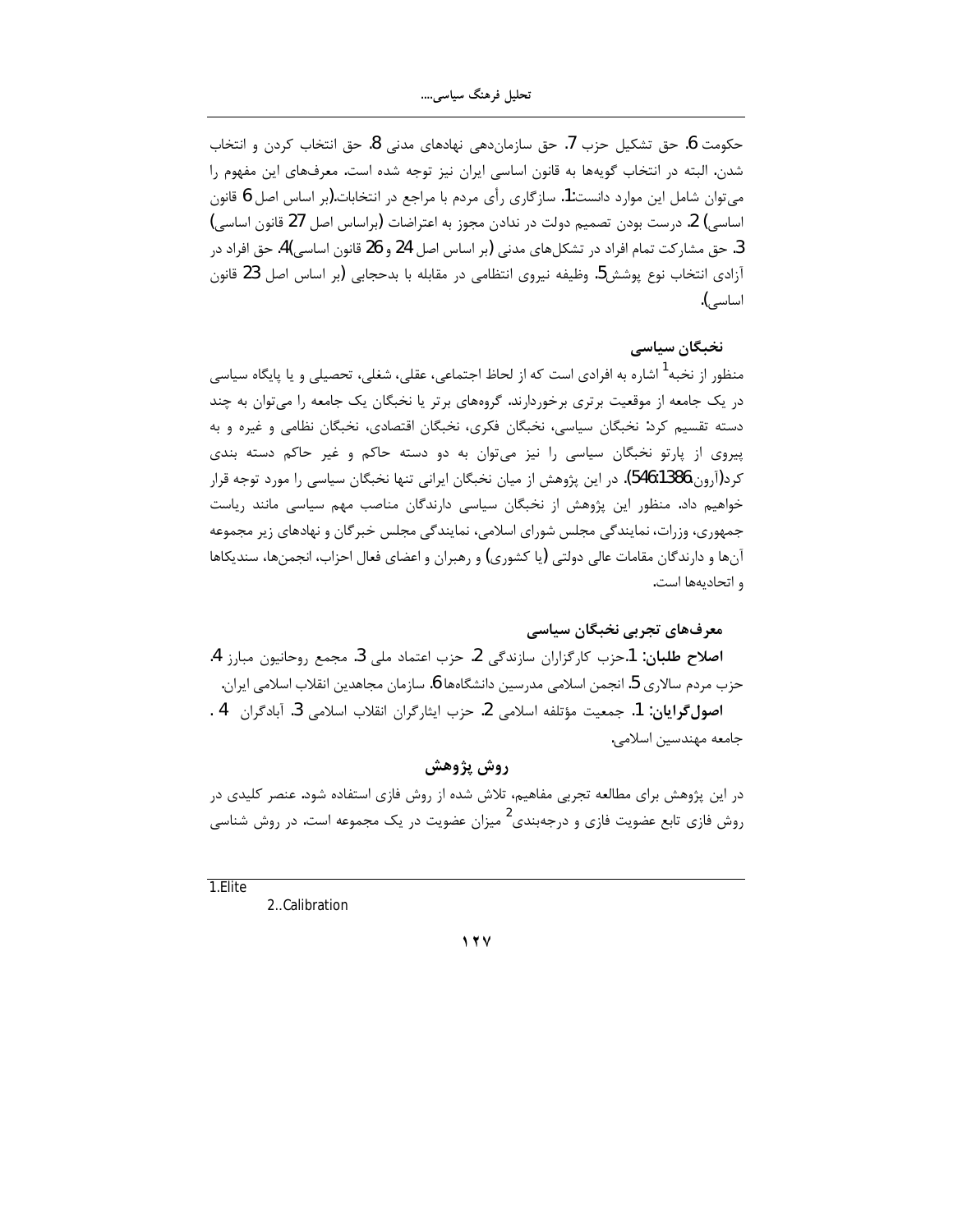حکومت 6. حق تشکیل حزب 7. حق سازمان‌دهی نهادهای مدنی 8. حق انتخاب کردن و انتخاب شدن. البته در انتخاب گویه‌ها به قانون اساسی ایران نیز توجه شده است. معرف‌های این مفهوم را می‌توان شامل این موارد دانست:1. سازگاری رأی مردم با مراجع در انتخابات.(بر اساس اصل 6 قانون اساسی) 2. درست بودن تصمیم دولت در ندادن مجوز به اعتراضات (براساس اصل 27 قانون اساسی) 3. حق مشارکت تمام افراد در تشکل‌های مدنی (بر اساس اصل 24 و 26 قانون اساسی)4. حق افراد در آزادی انتخاب نوع پوشش5. وظیفه نیروی انتظامی در مقابله با بدحجابی (بر اساس اصل 23 قانون اساسی).

### نخبگان سیاسی

منظور از نخبه[1] اشاره به افرادی است که از لحاظ اجتماعی، عقلی، شغلی، تحصیلی و یا پایگاه سیاسی در یک جامعه از موقعیت برتری برخوردارند. گروه‌های برتر یا نخبگان یک جامعه را می‌توان به چند دسته تقسیم کرد: نخبگان سیاسی، نخبگان فکری، نخبگان اقتصادی، نخبگان نظامی و غیره و به پیروی از پارتو نخبگان سیاسی را نیز می‌توان به دو دسته حاکم و غیر حاکم دسته بندی کرد(آرون،1386: 546). در این پژوهش از میان نخبگان ایرانی تنها نخبگان سیاسی را مورد توجه قرار خواهیم داد. منظور این پژوهش از نخبگان سیاسی دارندگان مناصب مهم سیاسی مانند ریاست جمهوری، وزرات، نمایندگی مجلس شورای اسلامی، نمایندگی مجلس خبرگان و نهادهای زیر مجموعه آن‌ها و دارندگان مقامات عالی دولتی (یا کشوری) و رهبران و اعضای فعال احزاب، انجمن‌ها، سندیکاها و اتحادیه‌ها است.

### معرف‌های تجربی نخبگان سیاسی

**اصلاح طلبان**: 1.حزب کارگزاران سازندگی 2. حزب اعتماد ملی 3. مجمع روحانیون مبارز 4. حزب مردم سالاری 5. انجمن اسلامی مدرسین دانشگاه‌ها 6. سازمان مجاهدین انقلاب اسلامی ایران.

**اصول‌گرایان**: 1. جمعیت مؤتلفه اسلامی 2. حزب ایثارگران انقلاب اسلامی 3. آبادگران 4 . جامعه مهندسین اسلامی.

## روش پژوهش

در این پژوهش برای مطالعه تجربی مفاهیم، تلاش شده از روش فازی استفاده شود. عنصر کلیدی در روش فازی تابع عضویت فازی و درجه‌بندی[2] میزان عضویت در یک مجموعه است. در روش شناسی

---

1.Elite

2..Calibration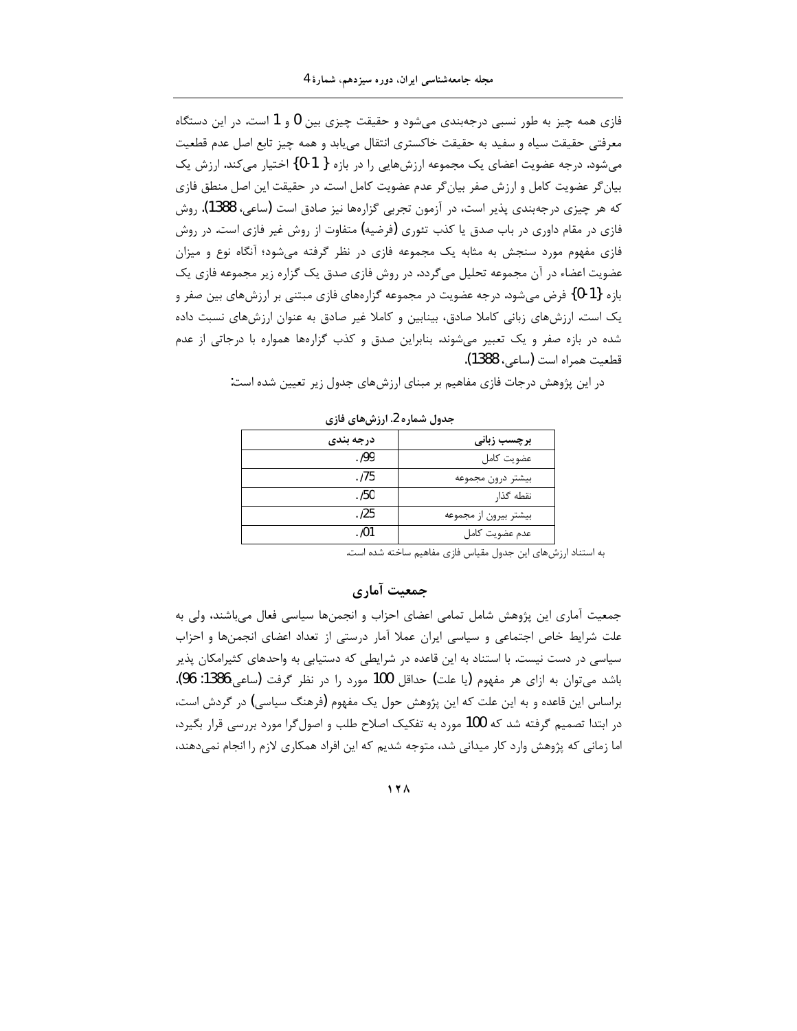فازی همه چیز به طور نسبی درجه‌بندی می‌شود و حقیقت چیزی بین 0 و 1 است. در این دستگاه معرفتی حقیقت سیاه و سفید به حقیقت خاکستری انتقال می‌یابد و همه چیز تابع اصل عدم قطعیت می‌شود. درجه عضویت اعضای یک مجموعه ارزش‌هایی را در بازه {1-0} اختیار می‌کند. ارزش یک بیان‌گر عضویت کامل و ارزش صفر بیان‌گر عدم عضویت کامل است. در حقیقت این اصل منطق فازی که هر چیزی درجه‌بندی پذیر است، در آزمون تجربی گزاره‌ها نیز صادق است (ساعی، 1388). روش فازی در مقام داوری در باب صدق یا کذب تئوری (فرضیه) متفاوت از روش غیر فازی است. در روش فازی مفهوم مورد سنجش به مثابه یک مجموعه فازی در نظر گرفته می‌شود؛ آنگاه نوع و میزان عضویت اعضاء در آن مجموعه تحلیل می‌گردد. در روش فازی صدق یک گزاره زیر مجموعه فازی یک بازه {1-0} فرض می‌شود. درجه عضویت در مجموعه گزاره‌های فازی مبتنی بر ارزش‌های بین صفر و یک است. ارزش‌های زبانی کاملا صادق، بینابین و کاملا غیر صادق به عنوان ارزش‌های نسبت داده شده در بازه صفر و یک تعبیر می‌شوند. بنابراین صدق و کذب گزاره‌ها همواره با درجاتی از عدم قطعیت همراه است (ساعی، 1388).

در این پژوهش درجات فازی مفاهیم بر مبنای ارزش‌های جدول زیر تعیین شده است:

جدول شماره 2. ارزش‌های فازی

| برچسب زبانی | درجه بندی |
|---|---|
| عضویت کامل | 99/. |
| بیشتر درون مجموعه | 75/. |
| نقطه گذار | 50/. |
| بیشتر بیرون از مجموعه | 25/. |
| عدم عضویت کامل | 01/. |

به استناد ارزش‌های این جدول مقیاس فازی مفاهیم ساخته شده است.

## جمعیت آماری

جمعیت آماری این پژوهش شامل تمامی اعضای احزاب و انجمن‌ها سیاسی فعال می‌باشند، ولی به علت شرایط خاص اجتماعی و سیاسی ایران عملا آمار درستی از تعداد اعضای انجمن‌ها و احزاب سیاسی در دست نیست. با استناد به این قاعده در شرایطی که دستیابی به واحدهای کثیرامکان پذیر باشد می‌توان به ازای هر مفهوم (یا علت) حداقل 100 مورد را در نظر گرفت (ساعی، 1386: 96). براساس این قاعده و به این علت که این پژوهش حول یک مفهوم (فرهنگ سیاسی) در گردش است، در ابتدا تصمیم گرفته شد که 100 مورد به تفکیک اصلاح طلب و اصول‌گرا مورد بررسی قرار بگیرد، اما زمانی که پژوهش وارد کار میدانی شد، متوجه شدیم که این افراد همکاری لازم را انجام نمی‌دهند،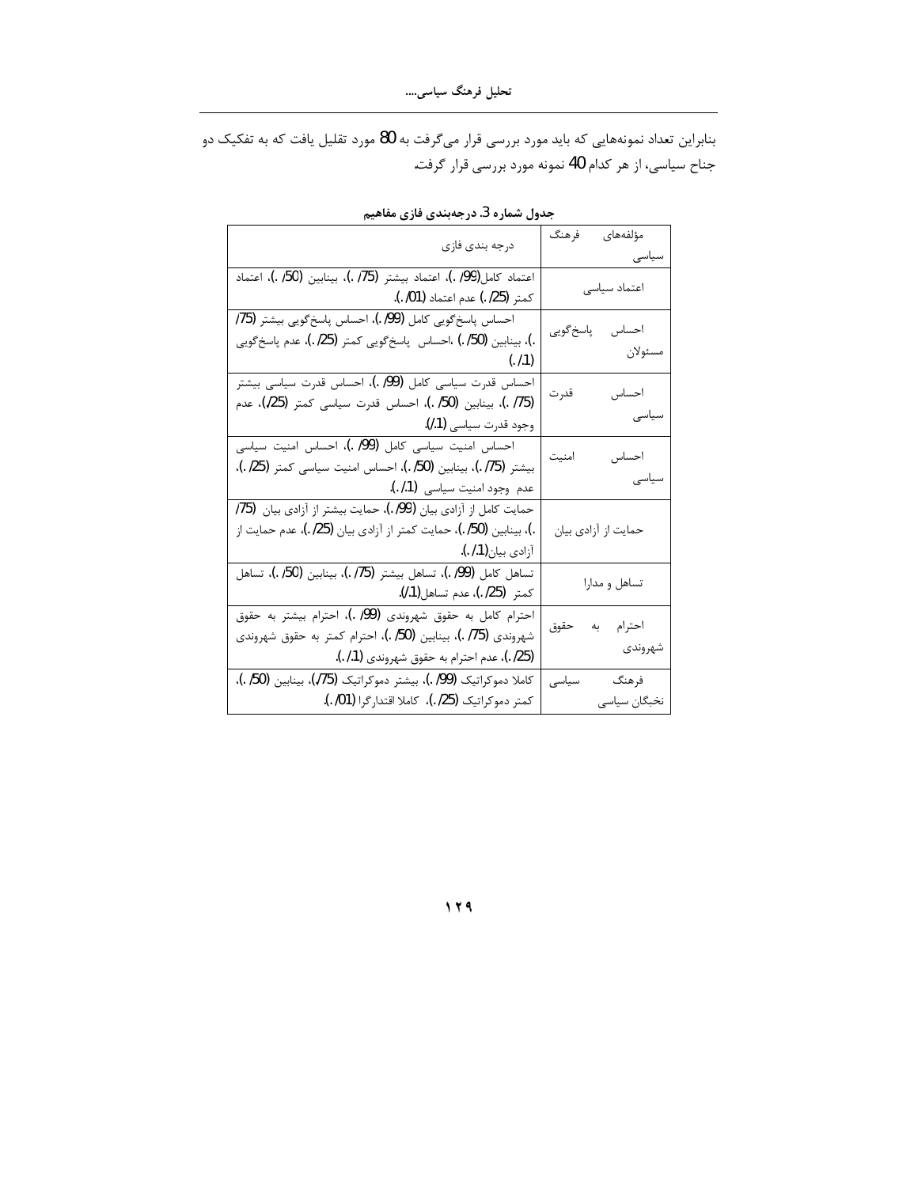بنابراین تعداد نمونه‌هایی که باید مورد بررسی قرار می‌گرفت به 80 مورد تقلیل یافت که به تفکیک دو جناح سیاسی، از هر کدام 40 نمونه مورد بررسی قرار گرفت.

**جدول شماره 3. درجه‌بندی فازی مفاهیم**

| مؤلفه‌های فرهنگ سیاسی | درجه بندی فازی |
|---|---|
| اعتماد سیاسی | اعتماد کامل(99/ .)، اعتماد بیشتر (75/ .)، بینابین (50/ .)، اعتماد کمتر (25/ .) عدم اعتماد (01/ .). |
| احساس پاسخ‌گویی مسئولان | احساس پاسخ‌گویی کامل (99/ .)، احساس پاسخ‌گویی بیشتر (75/ .)، بینابین (50/ .) ،احساس پاسخ‌گویی کمتر (25/ .)، عدم پاسخ‌گویی (1/ .) |
| احساس قدرت سیاسی | احساس قدرت سیاسی کامل (99/ .)، احساس قدرت سیاسی بیشتر (75/ .)، بینابین (50/ .)، احساس قدرت سیاسی کمتر (25/.)، عدم وجود قدرت سیاسی (1/.). |
| احساس امنیت سیاسی | احساس امنیت سیاسی کامل (99/ .)، احساس امنیت سیاسی بیشتر (75/ .)، بینابین (50/ .)، احساس امنیت سیاسی کمتر (25/ .)، عدم وجود امنیت سیاسی (1/ .). |
| حمایت از آزادی بیان | حمایت کامل از آزادی بیان (99/ .)، حمایت بیشتر از آزادی بیان (75/ .)، بینابین (50/ .)، حمایت کمتر از آزادی بیان (25/ .)، عدم حمایت از آزادی بیان(1/ .). |
| تساهل و مدارا | تساهل کامل (99/ .)، تساهل بیشتر (75/ .)، بینابین (50/ .)، تساهل کمتر (25/ .)، عدم تساهل(1/.). |
| احترام به حقوق شهروندی | احترام کامل به حقوق شهروندی (99/ .)، احترام بیشتر به حقوق شهروندی (75/ .)، بینابین (50/ .)، احترام کمتر به حقوق شهروندی (25/ .)، عدم احترام به حقوق شهروندی (1/ .). |
| فرهنگ سیاسی نخبگان سیاسی | کاملا دموکراتیک (99/ .)، بیشتر دموکراتیک (75/.)، بینابین (50/ .)، کمتر دموکراتیک (25/ .)، کاملا اقتدارگرا (01/ .). |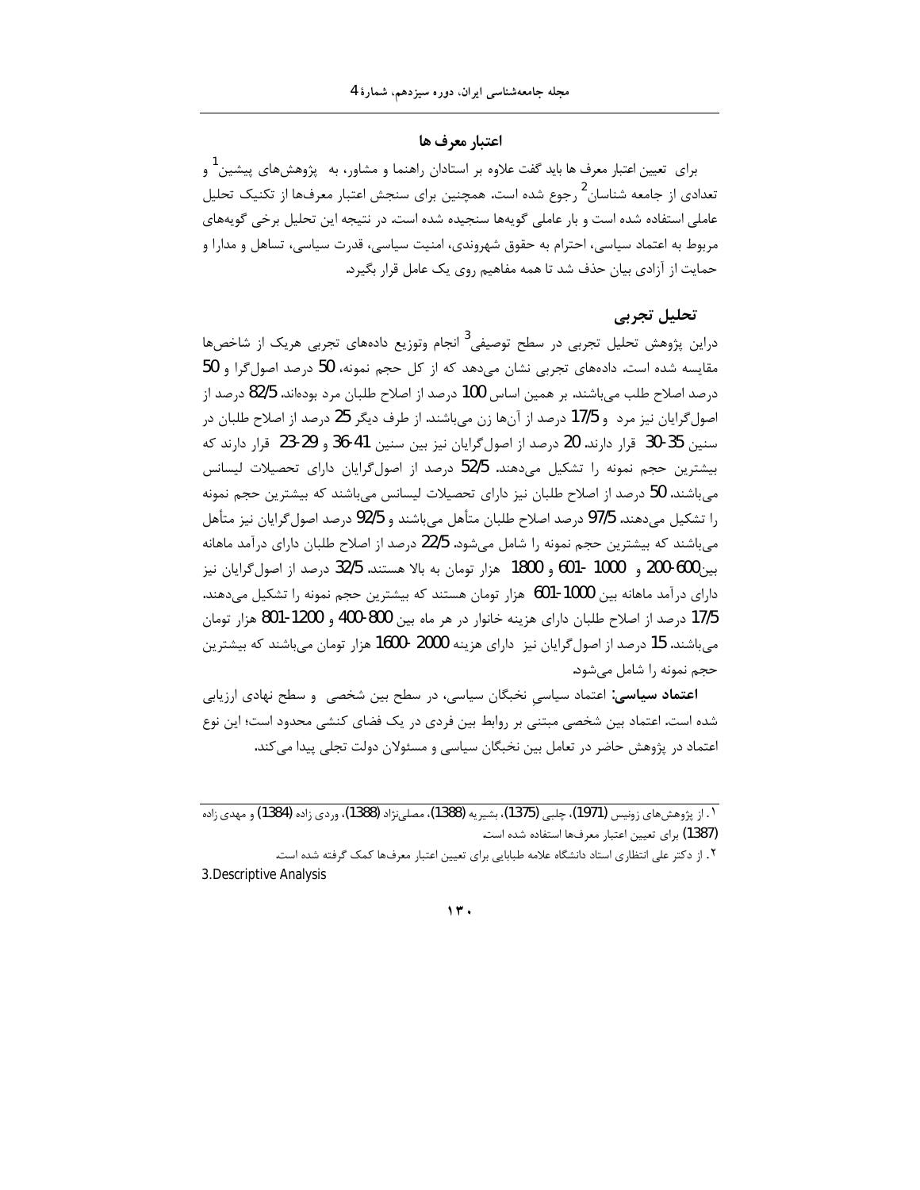## اعتبار معرف ها

برای تعیین اعتبار معرف ها باید گفت علاوه بر استادان راهنما و مشاور، به پژوهش‌های پیشین[1] و تعدادی از جامعه شناسان[2] رجوع شده است. همچنین برای سنجش اعتبار معرف‌ها از تکنیک تحلیل عاملی استفاده شده است و بار عاملی گویه‌ها سنجیده شده است. در نتیجه این تحلیل برخی گویه‌های مربوط به اعتماد سیاسی، احترام به حقوق شهروندی، امنیت سیاسی، قدرت سیاسی، تساهل و مدارا و حمایت از آزادی بیان حذف شد تا همه مفاهیم روی یک عامل قرار بگیرد.

## تحلیل تجربی

دراین پژوهش تحلیل تجربی در سطح توصیفی[3] انجام وتوزیع داده‌های تجربی هریک از شاخص‌ها مقایسه شده است. داده‌های تجربی نشان می‌دهد که از کل حجم نمونه، 50 درصد اصول‌گرا و 50 درصد اصلاح طلب می‌باشند. بر همین اساس 100 درصد از اصلاح طلبان مرد بوده‌اند. 82/5 درصد از اصول‌گرایان نیز مرد و 17/5 درصد از آن‌ها زن می‌باشند. از طرف دیگر 25 درصد از اصلاح طلبان در سنین 35-30 قرار دارند. 20 درصد از اصول‌گرایان نیز بین سنین 41-36 و 29-23 قرار دارند که بیشترین حجم نمونه را تشکیل می‌دهند. 52/5 درصد از اصول‌گرایان دارای تحصیلات لیسانس می‌باشند. 50 درصد از اصلاح طلبان نیز دارای تحصیلات لیسانس می‌باشند که بیشترین حجم نمونه را تشکیل می‌دهند. 97/5 درصد اصلاح طلبان متأهل می‌باشند و 92/5 درصد اصول‌گرایان نیز متأهل می‌باشند که بیشترین حجم نمونه را شامل می‌شود. 22/5 درصد از اصلاح طلبان دارای درآمد ماهانه بین600-200 و 1000 -601 و 1800 هزار تومان به بالا هستند. 32/5 درصد از اصول‌گرایان نیز دارای درآمد ماهانه بین 1000-601 هزار تومان هستند که بیشترین حجم نمونه را تشکیل می‌دهند. 17/5 درصد از اصلاح طلبان دارای هزینه خانوار در هر ماه بین 800-400 و 1200-801 هزار تومان می‌باشند. 15 درصد از اصول‌گرایان نیز دارای هزینه 2000 -1600 هزار تومان می‌باشند که بیشترین حجم نمونه را شامل می‌شود.

**اعتماد سیاسی:** اعتماد سیاسیِ نخبگان سیاسی، در سطح بین شخصی و سطح نهادی ارزیابی شده است. اعتماد بین شخصی مبتنی بر روابط بین فردی در یک فضای کنشی محدود است؛ این نوع اعتماد در پژوهش حاضر در تعامل بین نخبگان سیاسی و مسئولان دولت تجلی پیدا می‌کند.

---

[1]. از پژوهش‌های زونیس (1971)، چلبی (1375)، بشیریه (1388)، مصلی‌نژاد (1388)، وردی زاده (1384) و مهدی زاده (1387) برای تعیین اعتبار معرف‌ها استفاده شده است.

[2]. از دکتر علی انتظاری استاد دانشگاه علامه طباطبایی برای تعیین اعتبار معرف‌ها کمک گرفته شده است.

3.Descriptive Analysis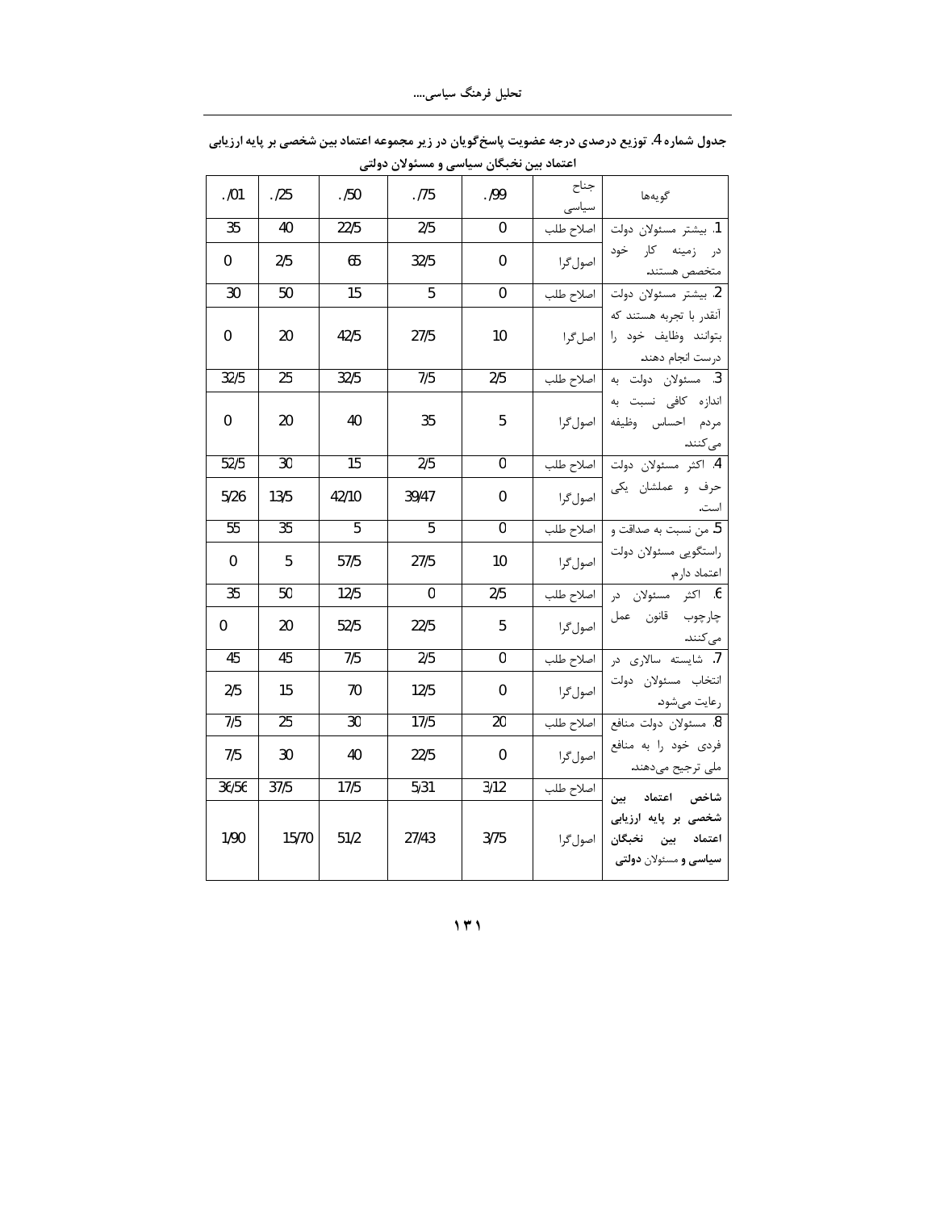جدول شماره 4. توزیع درصدی درجه عضویت پاسخ‌گویان در زیر مجموعه اعتماد بین شخصی بر پایه ارزیابی اعتماد بین نخبگان سیاسی و مسئولان دولتی

| گویه‌ها | جناح سیاسی | ./99 | ./75 | ./50 | ./25 | ./01 |
|---|---|---|---|---|---|---|
| 1. بیشتر مسئولان دولت در زمینه کار خود متخصص هستند. | اصلاح طلب | 0 | 2/5 | 22/5 | 40 | 35 |
| | اصول‌گرا | 0 | 32/5 | 65 | 2/5 | 0 |
| 2. بیشتر مسئولان دولت آنقدر با تجربه هستند که بتوانند وظایف خود را درست انجام دهند. | اصلاح طلب | 0 | 5 | 15 | 50 | 30 |
| | اصل‌گرا | 10 | 27/5 | 42/5 | 20 | 0 |
| 3. مسئولان دولت به اندازه کافی نسبت به مردم احساس وظیفه می‌کنند. | اصلاح طلب | 2/5 | 7/5 | 32/5 | 25 | 32/5 |
| | اصول‌گرا | 5 | 35 | 40 | 20 | 0 |
| 4. اکثر مسئولان دولت حرف و عملشان یکی است. | اصلاح طلب | 0 | 2/5 | 15 | 30 | 52/5 |
| | اصول‌گرا | 0 | 39/47 | 42/10 | 13/5 | 5/26 |
| 5. من نسبت به صداقت و راستگویی مسئولان دولت اعتماد دارم. | اصلاح طلب | 0 | 5 | 5 | 35 | 55 |
| | اصول‌گرا | 10 | 27/5 | 57/5 | 5 | 0 |
| 6. اکثر مسئولان در چارچوب قانون عمل می‌کنند. | اصلاح طلب | 2/5 | 0 | 12/5 | 50 | 35 |
| | اصول‌گرا | 5 | 22/5 | 52/5 | 20 | 0 |
| 7. شایسته سالاری در انتخاب مسئولان دولت رعایت می‌شود. | اصلاح طلب | 0 | 2/5 | 7/5 | 45 | 45 |
| | اصول‌گرا | 0 | 12/5 | 70 | 15 | 2/5 |
| 8. مسئولان دولت منافع فردی خود را به منافع ملی ترجیح می‌دهند. | اصلاح طلب | 20 | 17/5 | 30 | 25 | 7/5 |
| | اصول‌گرا | 0 | 22/5 | 40 | 30 | 7/5 |
| **شاخص اعتماد بین شخصی بر پایه ارزیابی اعتماد بین نخبگان سیاسی و** مسئولان **دولتی** | اصلاح طلب | 3/12 | 5/31 | 17/5 | 37/5 | 36/56 |
| | اصول‌گرا | 3/75 | 27/43 | 51/2 | 15/70 | 1/90 |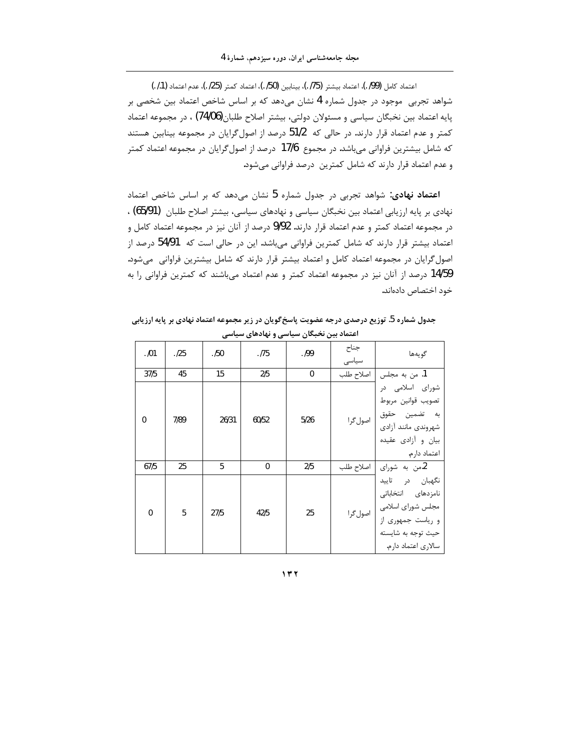اعتماد کامل (99/.)، اعتماد بیشتر (75/.)، بینابین (50/.)، اعتماد کمتر (25/.)، عدم اعتماد (1/.)

شواهد تجربی موجود در جدول شماره 4 نشان می‌دهد که بر اساس شاخص اعتماد بین شخصی بر پایه اعتماد بین نخبگان سیاسی و مسئولان دولتی، بیشتر اصلاح طلبان(74/06) ، در مجموعه اعتماد کمتر و عدم اعتماد قرار دارند. در حالی که 51/2 درصد از اصول‌گرایان در مجموعه بینابین هستند که شامل بیشترین فراوانی می‌باشد. در مجموع 17/6 درصد از اصول‌گرایان در مجموعه اعتماد کمتر و عدم اعتماد قرار دارند که شامل کمترین درصد فراوانی می‌شود.

**اعتماد نهادی:** شواهد تجربی در جدول شماره 5 نشان می‌دهد که بر اساس شاخص اعتماد نهادی بر پایه ارزیابی اعتماد بین نخبگان سیاسی و نهادهای سیاسی، بیشتر اصلاح طلبان (65/91) ، در مجموعه اعتماد کمتر و عدم اعتماد قرار دارند. 9/92 درصد از آنان نیز در مجموعه اعتماد کامل و اعتماد بیشتر قرار دارند که شامل کمترین فراوانی می‌باشد. این در حالی است که 54/91 درصد از اصول‌گرایان در مجموعه اعتماد کامل و اعتماد بیشتر قرار دارند که شامل بیشترین فراوانی می‌شود. 14/59 درصد از آنان نیز در مجموعه اعتماد کمتر و عدم اعتماد می‌باشند که کمترین فراوانی را به خود اختصاص داده‌اند.

**جدول شماره 5. توزیع درصدی درجه عضویت پاسخ‌گویان در زیر مجموعه اعتماد نهادی بر پایه ارزیابی اعتماد بین نخبگان سیاسی و نهادهای سیاسی**

| گویه‌ها | جناح سیاسی | 99/. | 75/. | 50/. | 25/. | 01/. |
|---|---|---|---|---|---|---|
| 1. من به مجلس شورای اسلامی در تصویب قوانین مربوط به تضمین حقوق شهروندی مانند آزادی بیان و آزادی عقیده اعتماد دارم. | اصلاح طلب | 0 | 2/5 | 15 | 45 | 37/5 |
| | اصول‌گرا | 5/26 | 60/52 | 26/31 | 7/89 | 0 |
| 2.من به شورای نگهبان در تایید نامزدهای انتخاباتی مجلس شورای اسلامی و ریاست جمهوری از حیث توجه به شایسته سالاری اعتماد دارم. | اصلاح طلب | 2/5 | 0 | 5 | 25 | 67/5 |
| | اصول‌گرا | 25 | 42/5 | 27/5 | 5 | 0 |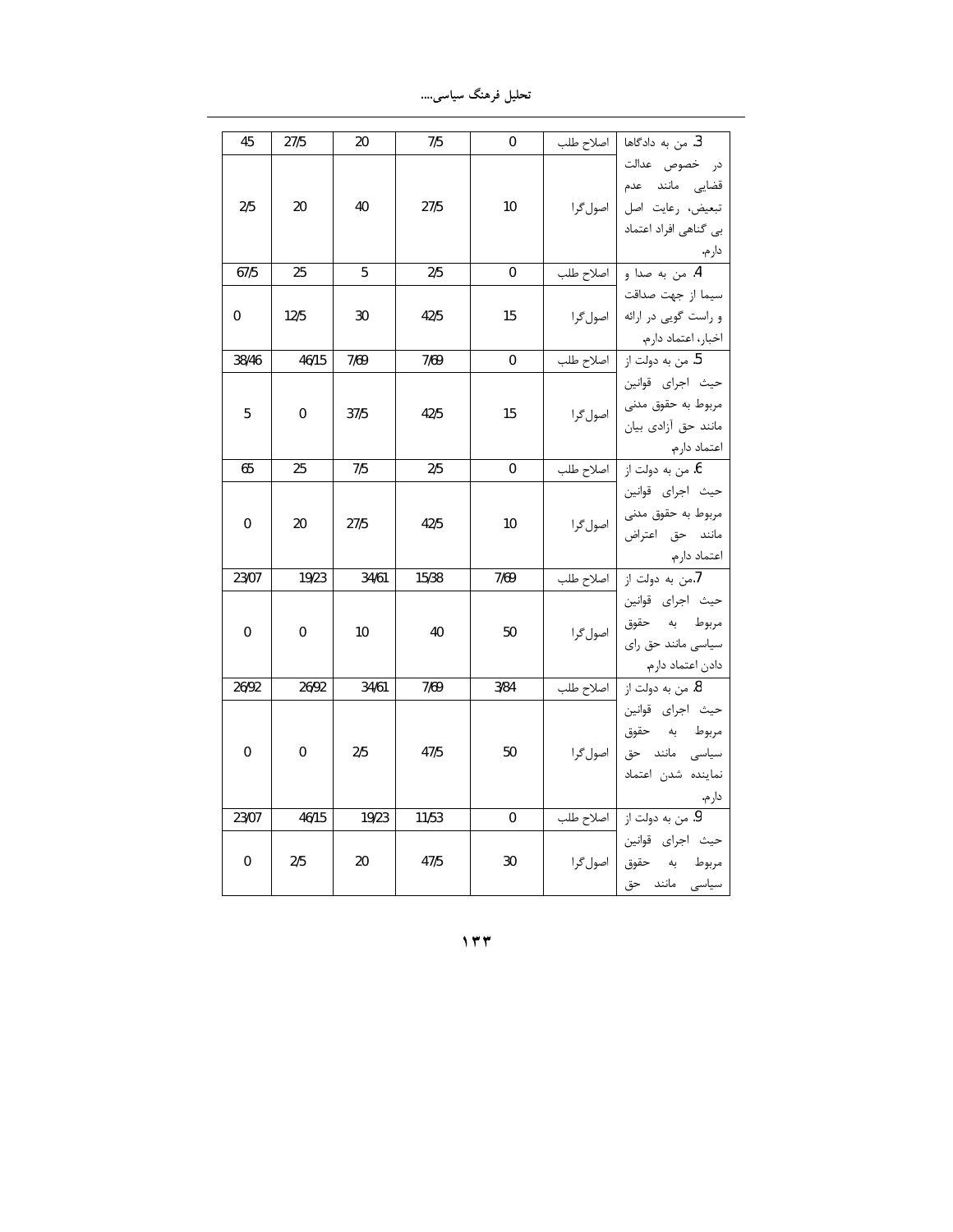| 3. من به دادگاها در خصوص عدالت قضایی مانند عدم تبعیض، رعایت اصل بی گناهی افراد اعتماد دارم. | اصلاح طلب | 0 | 7/5 | 20 | 27/5 | 45 |
|---|---|---|---|---|---|---|
| | اصول‌گرا | 10 | 27/5 | 40 | 20 | 2/5 |
| 4. من به صدا و سیما از جهت صداقت و راست گویی در ارائه اخبار، اعتماد دارم. | اصلاح طلب | 0 | 2/5 | 5 | 25 | 67/5 |
| | اصول‌گرا | 15 | 42/5 | 30 | 12/5 | 0 |
| 5. من به دولت از حیث اجرای قوانین مربوط به حقوق مدنی مانند حق آزادی بیان اعتماد دارم. | اصلاح طلب | 0 | 7/69 | 7/69 | 46/15 | 38/46 |
| | اصول‌گرا | 15 | 42/5 | 37/5 | 0 | 5 |
| 6. من به دولت از حیث اجرای قوانین مربوط به حقوق مدنی مانند حق اعتراض اعتماد دارم. | اصلاح طلب | 0 | 2/5 | 7/5 | 25 | 65 |
| | اصول‌گرا | 10 | 42/5 | 27/5 | 20 | 0 |
| 7.من به دولت از حیث اجرای قوانین مربوط به حقوق سیاسی مانند حق رای دادن اعتماد دارم. | اصلاح طلب | 7/69 | 15/38 | 34/61 | 19/23 | 23/07 |
| | اصول‌گرا | 50 | 40 | 10 | 0 | 0 |
| 8. من به دولت از حیث اجرای قوانین مربوط به حقوق سیاسی مانند حق نماینده شدن اعتماد دارم. | اصلاح طلب | 3/84 | 7/69 | 34/61 | 26/92 | 26/92 |
| | اصول‌گرا | 50 | 47/5 | 2/5 | 0 | 0 |
| 9. من به دولت از حیث اجرای قوانین مربوط به حقوق سیاسی مانند حق | اصلاح طلب | 0 | 11/53 | 19/23 | 46/15 | 23/07 |
| | اصول‌گرا | 30 | 47/5 | 20 | 2/5 | 0 |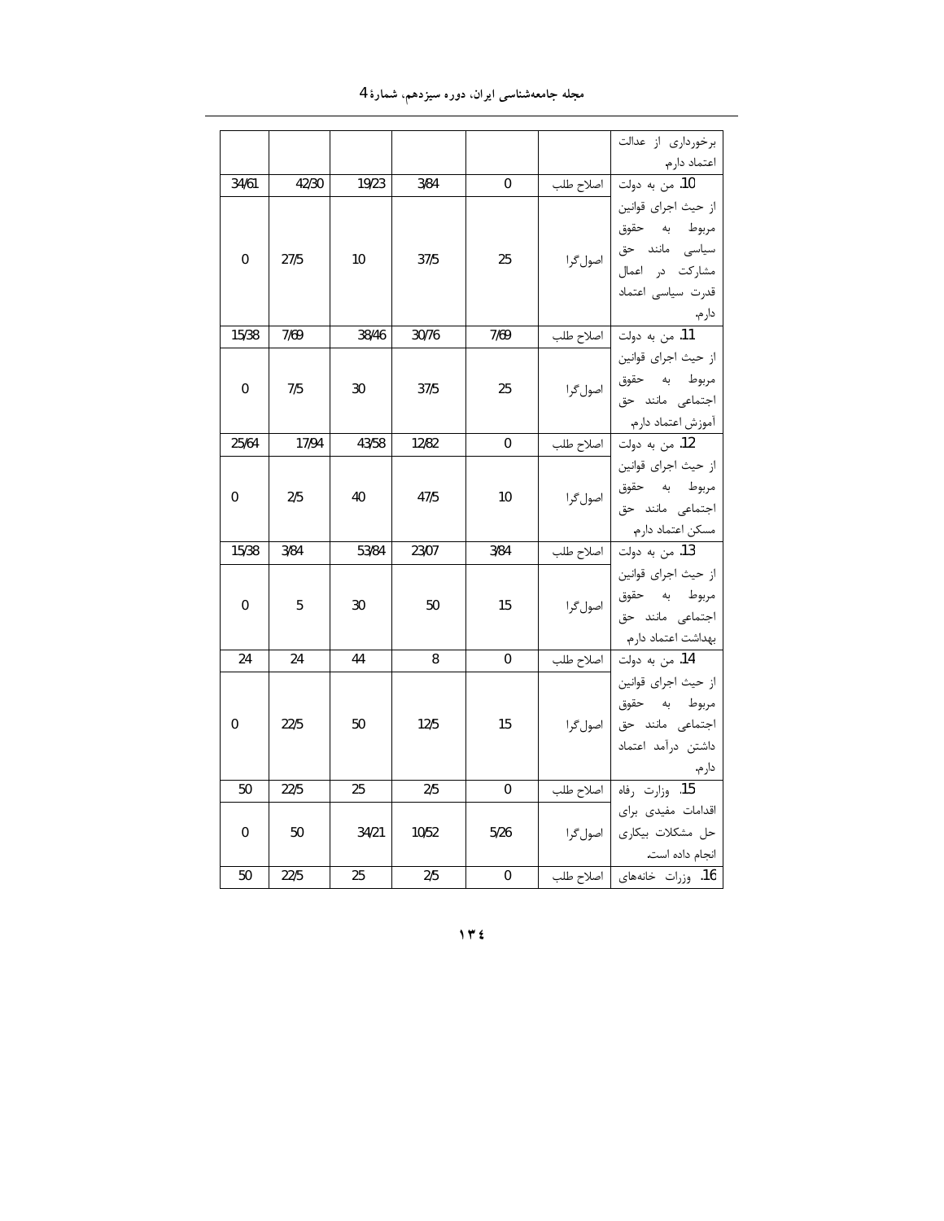| | | | | | | |
|---|---|---|---|---|---|---|
| برخورداری از عدالت اعتماد دارم. | | | | | | |
| 10. من به دولت از حیث اجرای قوانین مربوط به حقوق سیاسی مانند حق مشارکت در اعمال قدرت سیاسی اعتماد دارم. | اصلاح طلب | 0 | 3/84 | 19/23 | 42/30 | 34/61 |
| | اصول‌گرا | 25 | 37/5 | 10 | 27/5 | 0 |
| 11. من به دولت از حیث اجرای قوانین مربوط به حقوق اجتماعی مانند حق آموزش اعتماد دارم. | اصلاح طلب | 7/69 | 30/76 | 38/46 | 7/69 | 15/38 |
| | اصول‌گرا | 25 | 37/5 | 30 | 7/5 | 0 |
| 12. من به دولت از حیث اجرای قوانین مربوط به حقوق اجتماعی مانند حق مسکن اعتماد دارم. | اصلاح طلب | 0 | 12/82 | 43/58 | 17/94 | 25/64 |
| | اصول‌گرا | 10 | 47/5 | 40 | 2/5 | 0 |
| 13. من به دولت از حیث اجرای قوانین مربوط به حقوق اجتماعی مانند حق بهداشت اعتماد دارم. | اصلاح طلب | 3/84 | 23/07 | 53/84 | 3/84 | 15/38 |
| | اصول‌گرا | 15 | 50 | 30 | 5 | 0 |
| 14. من به دولت از حیث اجرای قوانین مربوط به حقوق اجتماعی مانند حق داشتن درآمد اعتماد دارم. | اصلاح طلب | 0 | 8 | 44 | 24 | 24 |
| | اصول‌گرا | 15 | 12/5 | 50 | 22/5 | 0 |
| 15. وزارت رفاه اقدامات مفیدی برای حل مشکلات بیکاری انجام داده است. | اصلاح طلب | 0 | 2/5 | 25 | 22/5 | 50 |
| | اصول‌گرا | 5/26 | 10/52 | 34/21 | 50 | 0 |
| 16. وزرات خانه‌های | اصلاح طلب | 0 | 2/5 | 25 | 22/5 | 50 |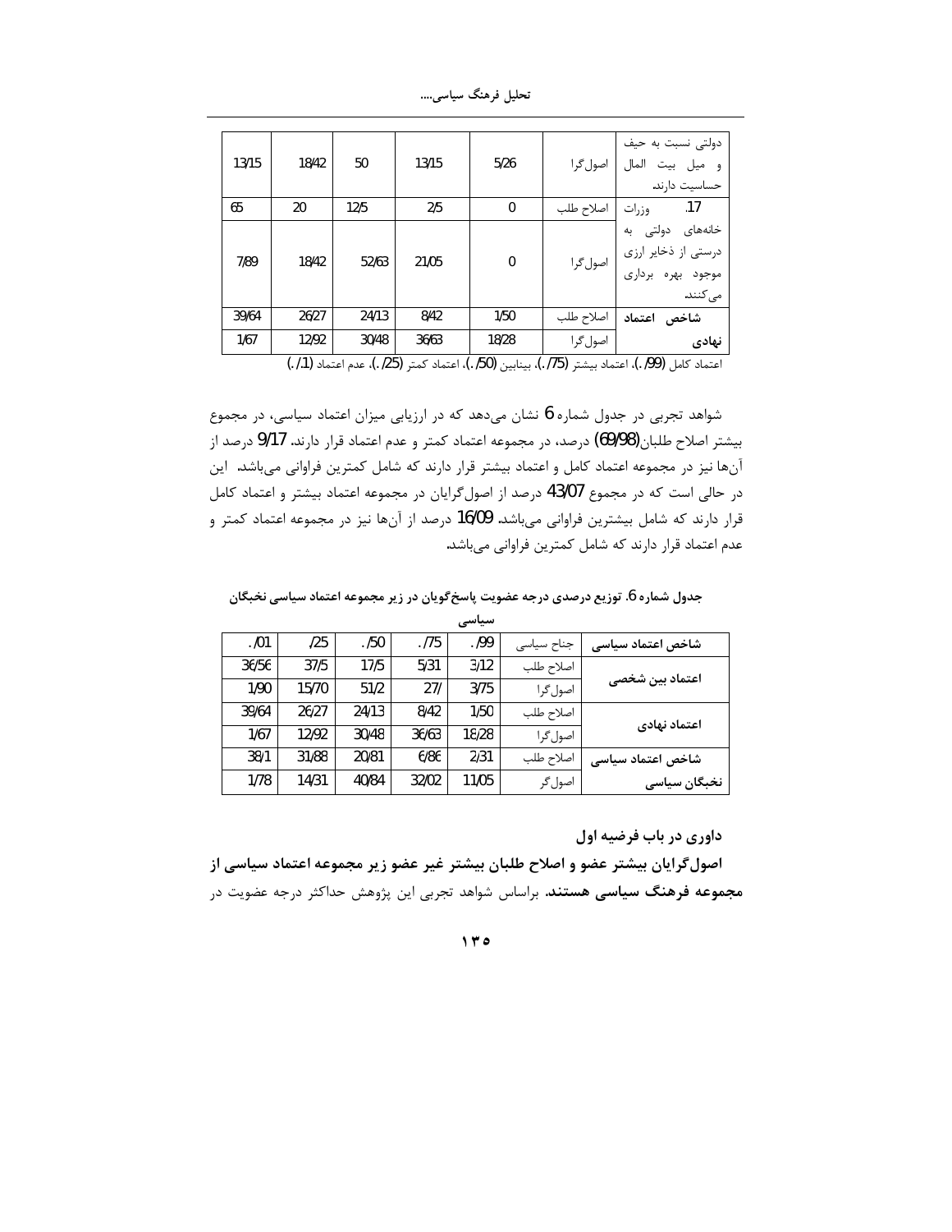| دولتی نسبت به حیف و میل بیت المال حساسیت دارند. | اصول‌گرا | 5/26 | 13/15 | 50 | 18/42 | 13/15 |
|---|---|---|---|---|---|---|
| 17. وزارت خانه‌های دولتی به درستی از ذخایر ارزی موجود بهره برداری می‌کنند. | اصلاح طلب | 0 | 2/5 | 12/5 | 20 | 65 |
| | اصول‌گرا | 0 | 21/05 | 52/63 | 18/42 | 7/89 |
| **شاخص اعتماد نهادی** | اصلاح طلب | 1/50 | 8/42 | 24/13 | 26/27 | 39/64 |
| | اصول‌گرا | 18/28 | 36/63 | 30/48 | 12/92 | 1/67 |

اعتماد کامل (99/.)، اعتماد بیشتر (75/.)، بینابین (50/.)، اعتماد کمتر (25/.)، عدم اعتماد (1/.)

شواهد تجربی در جدول شماره 6 نشان می‌دهد که در ارزیابی میزان اعتماد سیاسی، در مجموع بیشتر اصلاح طلبان(69/98) درصد، در مجموعه اعتماد کمتر و عدم اعتماد قرار دارند. 9/17 درصد از آن‌ها نیز در مجموعه اعتماد کامل و اعتماد بیشتر قرار دارند که شامل کمترین فراوانی می‌باشد. این در حالی است که در مجموع 43/07 درصد از اصول‌گرایان در مجموعه اعتماد بیشتر و اعتماد کامل قرار دارند که شامل بیشترین فراوانی می‌باشد. 16/09 درصد از آن‌ها نیز در مجموعه اعتماد کمتر و عدم اعتماد قرار دارند که شامل کمترین فراوانی می‌باشد.

**جدول شماره 6. توزیع درصدی درجه عضویت پاسخ‌گویان در زیر مجموعه اعتماد سیاسی نخبگان سیاسی**

| شاخص اعتماد سیاسی | جناح سیاسی | 99/. | 75/. | 50/. | 25/ | 01/. |
|---|---|---|---|---|---|---|
| **اعتماد بین شخصی** | اصلاح طلب | 3/12 | 5/31 | 17/5 | 37/5 | 36/56 |
| | اصول‌گرا | 3/75 | 27/ | 51/2 | 15/70 | 1/90 |
| **اعتماد نهادی** | اصلاح طلب | 1/50 | 8/42 | 24/13 | 26/27 | 39/64 |
| | اصول‌گرا | 18/28 | 36/63 | 30/48 | 12/92 | 1/67 |
| **شاخص اعتماد سیاسی نخبگان سیاسی** | اصلاح طلب | 2/31 | 6/86 | 20/81 | 31/88 | 38/1 |
| | اصول‌گر | 11/05 | 32/02 | 40/84 | 14/31 | 1/78 |

**داوری در باب فرضیه اول**

**اصول‌گرایان بیشتر عضو و اصلاح طلبان بیشتر غیر عضو زیر مجموعه اعتماد سیاسی از مجموعه فرهنگ سیاسی هستند.** براساس شواهد تجربی این پژوهش حداکثر درجه عضویت در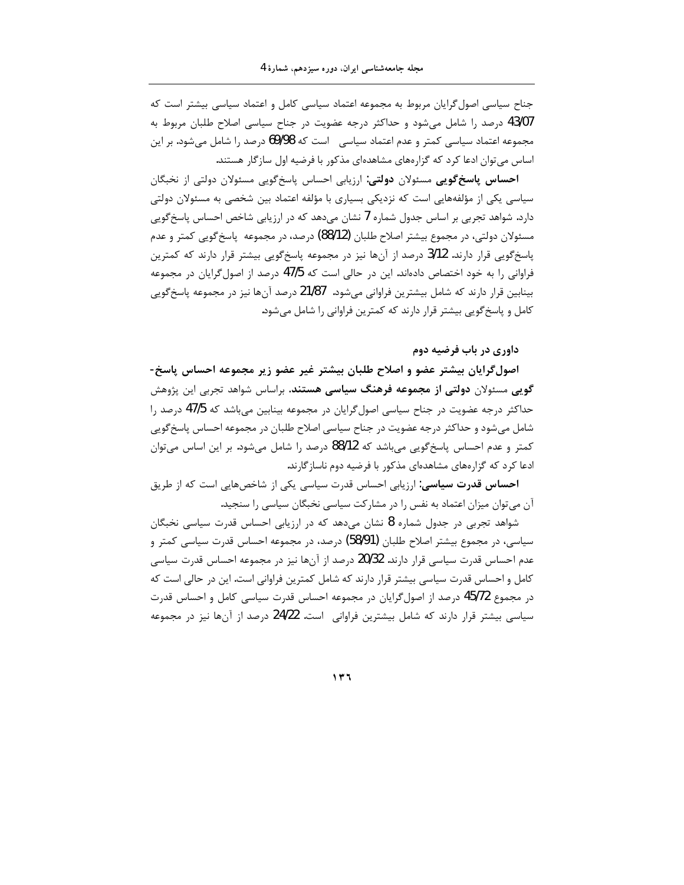جناح سیاسی اصول‌گرایان مربوط به مجموعه اعتماد سیاسی کامل و اعتماد سیاسی بیشتر است که 43/07 درصد را شامل می‌شود و حداکثر درجه عضویت در جناح سیاسی اصلاح طلبان مربوط به مجموعه اعتماد سیاسی کمتر و عدم اعتماد سیاسی است که 69/98 درصد را شامل می‌شود. بر این اساس می‌توان ادعا کرد که گزاره‌های مشاهده‌ای مذکور با فرضیه اول سازگار هستند.

**احساس پاسخ‌گویی** مسئولان **دولتی:** ارزیابی احساس پاسخ‌گویی مسئولان دولتی از نخبگان سیاسی یکی از مؤلفه‌هایی است که نزدیکی بسیاری با مؤلفه اعتماد بین شخصی به مسئولان دولتی دارد. شواهد تجربی بر اساس جدول شماره 7 نشان می‌دهد که در ارزیابی شاخص احساس پاسخ‌گویی مسئولان دولتی، در مجموع بیشتر اصلاح طلبان (88/12) درصد، در مجموعه پاسخ‌گویی کمتر و عدم پاسخ‌گویی قرار دارند. 3/12 درصد از آن‌ها نیز در مجموعه پاسخ‌گویی بیشتر قرار دارند که کمترین فراوانی را به خود اختصاص داده‌اند. این در حالی است که 47/5 درصد از اصول‌گرایان در مجموعه بینابین قرار دارند که شامل بیشترین فراوانی می‌شود. 21/87 درصد آن‌ها نیز در مجموعه پاسخ‌گویی کامل و پاسخ‌گویی بیشتر قرار دارند که کمترین فراوانی را شامل می‌شود.

### داوری در باب فرضیه دوم

**اصول‌گرایان بیشتر عضو و اصلاح طلبان بیشتر غیر عضو زیر مجموعه احساس پاسخ‌گویی** مسئولان **دولتی از مجموعه فرهنگ سیاسی هستند.** براساس شواهد تجربی این پژوهش حداکثر درجه عضویت در جناح سیاسی اصول‌گرایان در مجموعه بینابین می‌باشد که 47/5 درصد را شامل می‌شود و حداکثر درجه عضویت در جناح سیاسی اصلاح طلبان در مجموعه احساس پاسخ‌گویی کمتر و عدم احساس پاسخ‌گویی می‌باشد که 88/12 درصد را شامل می‌شود. بر این اساس می‌توان ادعا کرد که گزاره‌های مشاهده‌ای مذکور با فرضیه دوم ناسازگارند.

**احساس قدرت سیاسی:** ارزیابی احساس قدرت سیاسی یکی از شاخص‌هایی است که از طریق آن می‌توان میزان اعتماد به نفس را در مشارکت سیاسی نخبگان سیاسی را سنجید.

شواهد تجربی در جدول شماره 8 نشان می‌دهد که در ارزیابی احساس قدرت سیاسی نخبگان سیاسی، در مجموع بیشتر اصلاح طلبان (58/91) درصد، در مجموعه احساس قدرت سیاسی کمتر و عدم احساس قدرت سیاسی قرار دارند. 20/32 درصد از آن‌ها نیز در مجموعه احساس قدرت سیاسی کامل و احساس قدرت سیاسی بیشتر قرار دارند که شامل کمترین فراوانی است. این در حالی است که در مجموع 45/72 درصد از اصول‌گرایان در مجموعه احساس قدرت سیاسی کامل و احساس قدرت سیاسی بیشتر قرار دارند که شامل بیشترین فراوانی است. 24/22 درصد از آن‌ها نیز در مجموعه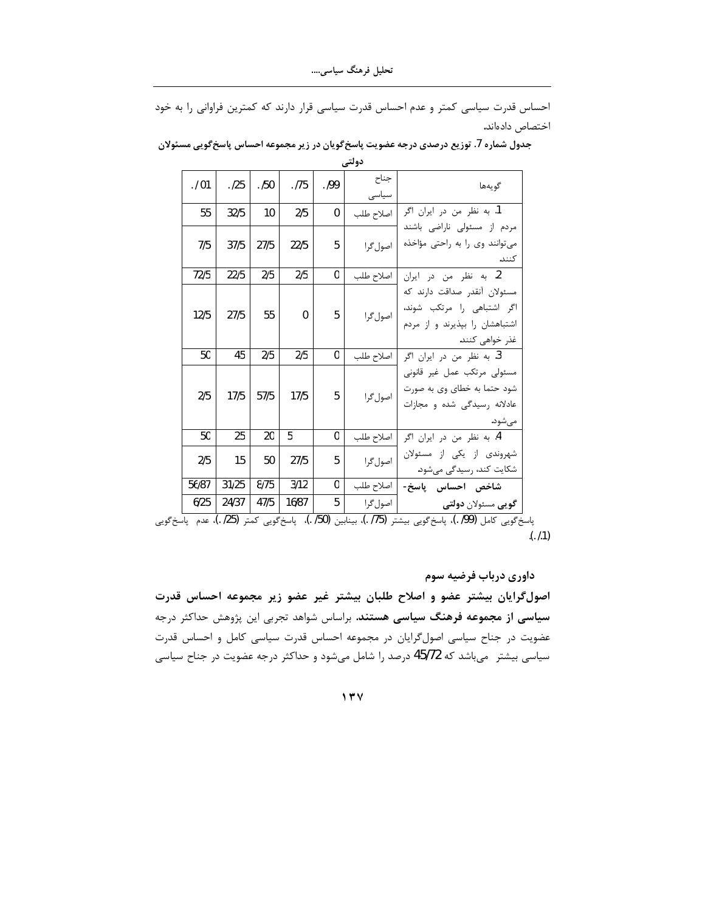احساس قدرت سیاسی کمتر و عدم احساس قدرت سیاسی قرار دارند که کمترین فراوانی را به خود اختصاص داده‌اند.

**جدول شماره 7. توزیع درصدی درجه عضویت پاسخ‌گویان در زیر مجموعه احساس پاسخ‌گویی مسئولان دولتی**

| گویه‌ها | جناح سیاسی | /99. | /75. | /50. | /25. | 01/. |
|---|---|---|---|---|---|---|
| 1. به نظر من در ایران اگر مردم از مسئولی ناراضی باشند می‌توانند وی را به راحتی مؤاخذه کنند. | اصلاح طلب | 0 | 2/5 | 10 | 32/5 | 55 |
| | اصول‌گرا | 5 | 22/5 | 27/5 | 37/5 | 7/5 |
| 2. به نظر من در ایران مسئولان آنقدر صداقت دارند که اگر اشتباهی را مرتکب شوند، اشتباهشان را بپذیرند و از مردم عذر خواهی کنند. | اصلاح طلب | 0 | 2/5 | 2/5 | 22/5 | 72/5 |
| | اصول‌گرا | 5 | 0 | 55 | 27/5 | 12/5 |
| 3. به نظر من در ایران اگر مسئولی مرتکب عمل غیر قانونی شود حتما به خطای وی به صورت عادلانه رسیدگی شده و مجازات می‌شود. | اصلاح طلب | 0 | 2/5 | 2/5 | 45 | 50 |
| | اصول‌گرا | 5 | 17/5 | 57/5 | 17/5 | 2/5 |
| 4. به نظر من در ایران اگر شهروندی از یکی از مسئولان شکایت کند، رسیدگی می‌شود. | اصلاح طلب | 0 | 5 | 20 | 25 | 50 |
| | اصول‌گرا | 5 | 27/5 | 50 | 15 | 2/5 |
| **شاخص احساس پاسخ‌گویی مسئولان دولتی** | اصلاح طلب | 0 | 3/12 | 8/75 | 31/25 | 56/87 |
| | اصول‌گرا | 5 | 16/87 | 47/5 | 24/37 | 6/25 |

پاسخ‌گویی کامل (/99.)، پاسخ‌گویی بیشتر (/75.)، بینابین (/50.)، پاسخ‌گویی کمتر (/25.)، عدم پاسخ‌گویی (/1.).

### داوری درباب فرضیه سوم

**اصول‌گرایان بیشتر عضو و اصلاح طلبان بیشتر غیر عضو زیر مجموعه احساس قدرت سیاسی از مجموعه فرهنگ سیاسی هستند.** براساس شواهد تجربی این پژوهش حداکثر درجه عضویت در جناح سیاسی اصول‌گرایان در مجموعه احساس قدرت سیاسی کامل و احساس قدرت سیاسی بیشتر می‌باشد که 45/72 درصد را شامل می‌شود و حداکثر درجه عضویت در جناح سیاسی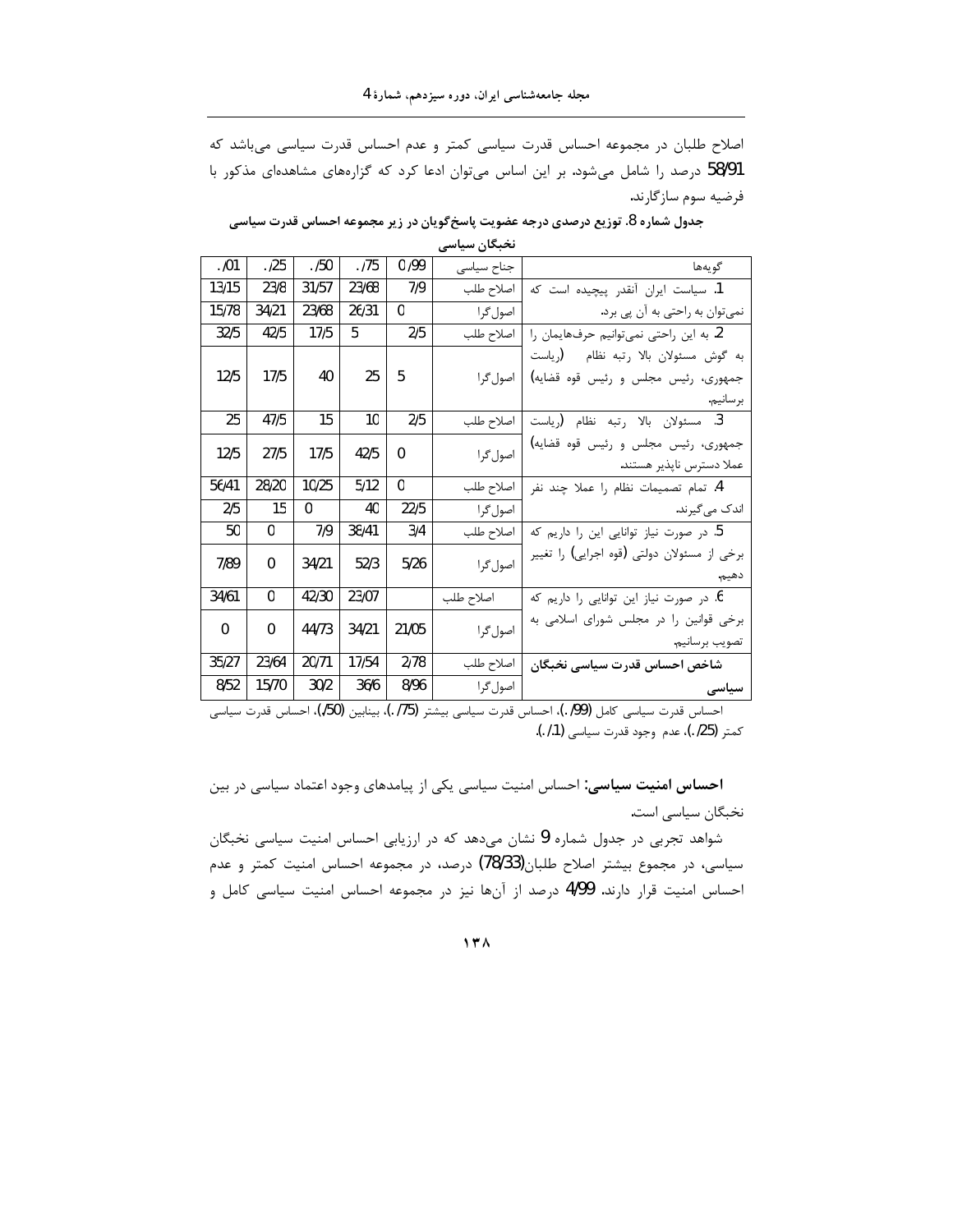اصلاح طلبان در مجموعه احساس قدرت سیاسی کمتر و عدم احساس قدرت سیاسی می‌باشد که 58/91 درصد را شامل می‌شود. بر این اساس می‌توان ادعا کرد که گزاره‌های مشاهده‌ای مذکور با فرضیه سوم سازگارند.

**جدول شماره 8. توزیع درصدی درجه عضویت پاسخ‌گویان در زیر مجموعه احساس قدرت سیاسی نخبگان سیاسی**

| گویه‌ها | جناح سیاسی | 0/99 | ./75 | ./50 | ./25 | ./01 |
|---|---|---|---|---|---|---|
| 1. سیاست ایران آنقدر پیچیده است که نمی‌توان به راحتی به آن پی برد. | اصلاح طلب | 7/9 | 23/68 | 31/57 | 23/8 | 13/15 |
| | اصول‌گرا | 0 | 26/31 | 23/68 | 34/21 | 15/78 |
| 2. به این راحتی نمی‌توانیم حرف‌هایمان را به گوش مسئولان بالا رتبه نظام (ریاست جمهوری، رئیس مجلس و رئیس قوه قضایه) برسانیم. | اصلاح طلب | 2/5 | 5 | 17/5 | 42/5 | 32/5 |
| | اصول‌گرا | 5 | 25 | 40 | 17/5 | 12/5 |
| 3. مسئولان بالا رتبه نظام (ریاست جمهوری، رئیس مجلس و رئیس قوه قضایه) عملا دسترس ناپذیر هستند. | اصلاح طلب | 2/5 | 10 | 15 | 47/5 | 25 |
| | اصول‌گرا | 0 | 42/5 | 17/5 | 27/5 | 12/5 |
| 4. تمام تصمیمات نظام را عملا چند نفر اندک می‌گیرند. | اصلاح طلب | 0 | 5/12 | 10/25 | 28/20 | 56/41 |
| | اصول‌گرا | 22/5 | 40 | 0 | 15 | 2/5 |
| 5. در صورت نیاز توانایی این را داریم که برخی از مسئولان دولتی (قوه اجرایی) را تغییر دهیم. | اصلاح طلب | 3/4 | 38/41 | 7/9 | 0 | 50 |
| | اصول‌گرا | 5/26 | 52/3 | 34/21 | 0 | 7/89 |
| 6. در صورت نیاز توانایی این را داریم که برخی قوانین را در مجلس شورای اسلامی به تصویب برسانیم. | اصلاح طلب | | 23/07 | 42/30 | 0 | 34/61 |
| | اصول‌گرا | 21/05 | 34/21 | 44/73 | 0 | 0 |
| **شاخص احساس قدرت سیاسی نخبگان سیاسی** | اصلاح طلب | 2/78 | 17/54 | 20/71 | 23/64 | 35/27 |
| | اصول‌گرا | 8/96 | 36/6 | 30/2 | 15/70 | 8/52 |

احساس قدرت سیاسی کامل (99/.)، احساس قدرت سیاسی بیشتر (75/.)، بینابین (50/.)، احساس قدرت سیاسی کمتر (25/.)، عدم وجود قدرت سیاسی (1/.).

**احساس امنیت سیاسی:** احساس امنیت سیاسی یکی از پیامدهای وجود اعتماد سیاسی در بین نخبگان سیاسی است.

شواهد تجربی در جدول شماره 9 نشان می‌دهد که در ارزیابی احساس امنیت سیاسی نخبگان سیاسی، در مجموع بیشتر اصلاح طلبان(78/33) درصد، در مجموعه احساس امنیت کمتر و عدم احساس امنیت قرار دارند. 4/99 درصد از آن‌ها نیز در مجموعه احساس امنیت سیاسی کامل و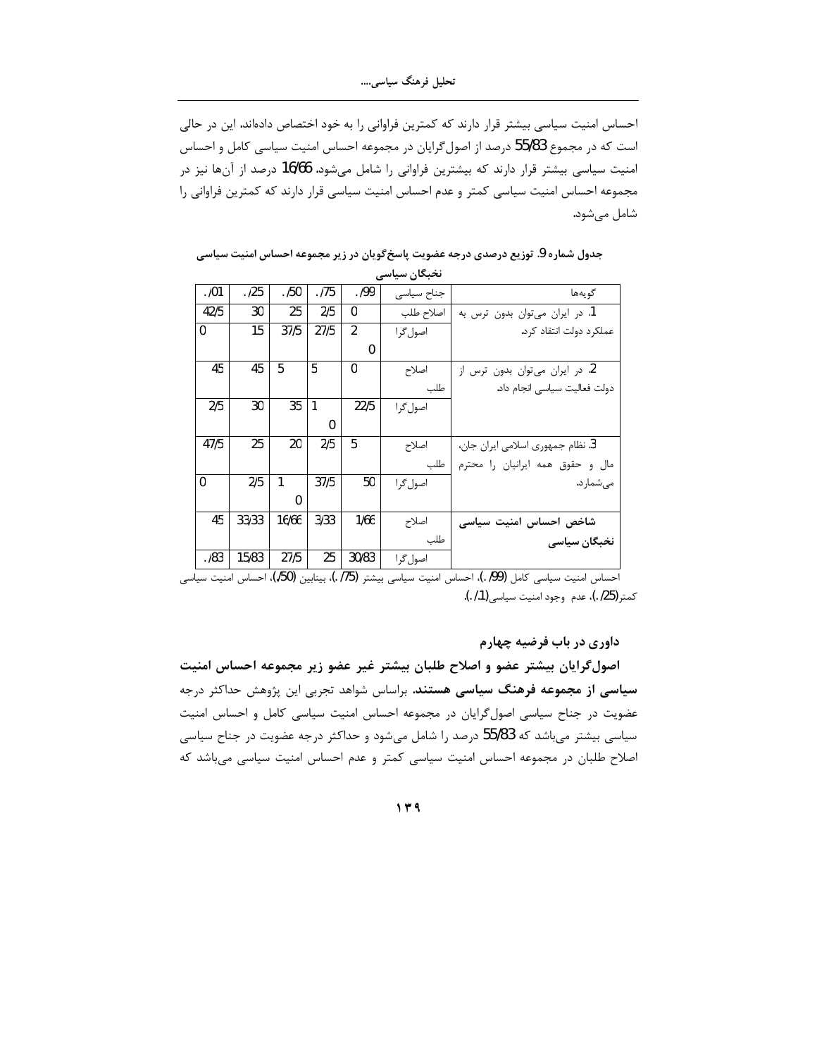احساس امنیت سیاسی بیشتر قرار دارند که کمترین فراوانی را به خود اختصاص داده‌اند. این در حالی است که در مجموع 55/83 درصد از اصول‌گرایان در مجموعه احساس امنیت سیاسی کامل و احساس امنیت سیاسی بیشتر قرار دارند که بیشترین فراوانی را شامل می‌شود. 16/66 درصد از آن‌ها نیز در مجموعه احساس امنیت سیاسی کمتر و عدم احساس امنیت سیاسی قرار دارند که کمترین فراوانی را شامل می‌شود.

**جدول شماره 9. توزیع درصدی درجه عضویت پاسخ‌گویان در زیر مجموعه احساس امنیت سیاسی نخبگان سیاسی**

| گویه‌ها | جناح سیاسی | /99. | /75. | /50. | /25. | /01. |
|---|---|---|---|---|---|---|
| 1. در ایران می‌توان بدون ترس به عملکرد دولت انتقاد کرد. | اصلاح طلب | 0 | 2/5 | 25 | 30 | 42/5 |
| | اصول‌گرا | 20 | 27/5 | 37/5 | 15 | 0 |
| 2. در ایران می‌توان بدون ترس از دولت فعالیت سیاسی انجام داد. | اصلاح طلب | 0 | 5 | 5 | 45 | 45 |
| | اصول‌گرا | 22/5 | 10 | 35 | 30 | 2/5 |
| 3. نظام جمهوری اسلامی ایران جان، مال و حقوق همه ایرانیان را محترم می‌شمارد. | اصلاح طلب | 5 | 2/5 | 20 | 25 | 47/5 |
| | اصول‌گرا | 50 | 37/5 | 10 | 2/5 | 0 |
| **شاخص احساس امنیت سیاسی نخبگان سیاسی** | اصلاح طلب | 1/66 | 3/33 | 16/66 | 33/33 | 45 |
| | اصول‌گرا | 30/83 | 25 | 27/5 | 15/83 | /83. |

احساس امنیت سیاسی کامل (/99.)، احساس امنیت سیاسی بیشتر (/75.)، بینابین (/50)، احساس امنیت سیاسی کمتر(/25.)، عدم وجود امنیت سیاسی(/1.).

### داوری در باب فرضیه چهارم

**اصول‌گرایان بیشتر عضو و اصلاح طلبان بیشتر غیر عضو زیر مجموعه احساس امنیت سیاسی از مجموعه فرهنگ سیاسی هستند.** براساس شواهد تجربی این پژوهش حداکثر درجه عضویت در جناح سیاسی اصول‌گرایان در مجموعه احساس امنیت سیاسی کامل و احساس امنیت سیاسی بیشتر می‌باشد که 55/83 درصد را شامل می‌شود و حداکثر درجه عضویت در جناح سیاسی اصلاح طلبان در مجموعه احساس امنیت سیاسی کمتر و عدم احساس امنیت سیاسی می‌باشد که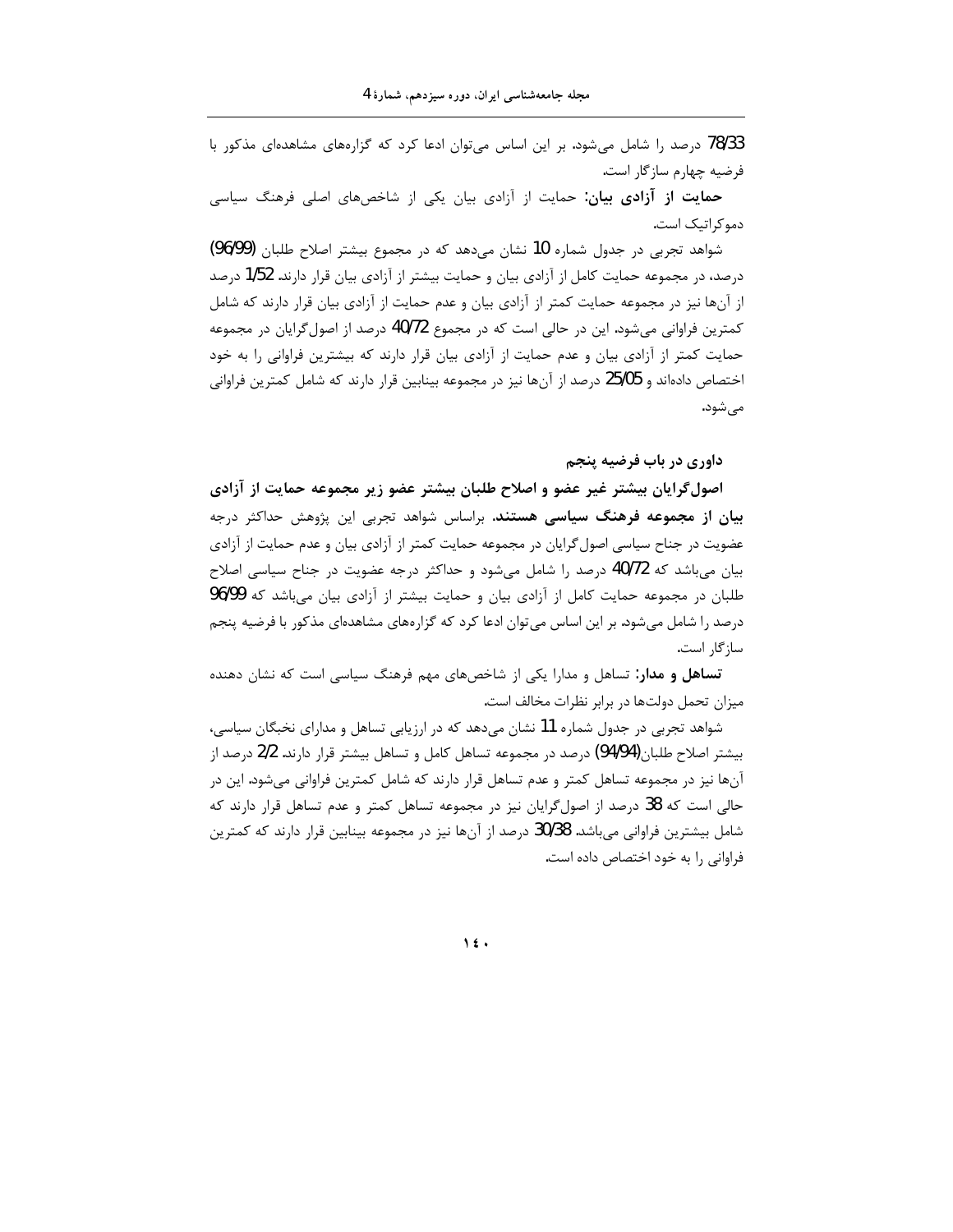78/33 درصد را شامل می‌شود. بر این اساس می‌توان ادعا کرد که گزاره‌های مشاهده‌ای مذکور با فرضیه چهارم سازگار است.

**حمایت از آزادی بیان:** حمایت از آزادی بیان یکی از شاخص‌های اصلی فرهنگ سیاسی دموکراتیک است.

شواهد تجربی در جدول شماره 10 نشان می‌دهد که در مجموع بیشتر اصلاح طلبان (96/99) درصد، در مجموعه حمایت کامل از آزادی بیان و حمایت بیشتر از آزادی بیان قرار دارند. 1/52 درصد از آن‌ها نیز در مجموعه حمایت کمتر از آزادی بیان و عدم حمایت از آزادی بیان قرار دارند که شامل کمترین فراوانی می‌شود. این در حالی است که در مجموع 40/72 درصد از اصول‌گرایان در مجموعه حمایت کمتر از آزادی بیان و عدم حمایت از آزادی بیان قرار دارند که بیشترین فراوانی را به خود اختصاص داده‌اند و 25/05 درصد از آن‌ها نیز در مجموعه بینابین قرار دارند که شامل کمترین فراوانی می‌شود.

### داوری در باب فرضیه پنجم

**اصول‌گرایان بیشتر غیر عضو و اصلاح طلبان بیشتر عضو زیر مجموعه حمایت از آزادی بیان از مجموعه فرهنگ سیاسی هستند.** براساس شواهد تجربی این پژوهش حداکثر درجه عضویت در جناح سیاسی اصول‌گرایان در مجموعه حمایت کمتر از آزادی بیان و عدم حمایت از آزادی بیان می‌باشد که 40/72 درصد را شامل می‌شود و حداکثر درجه عضویت در جناح سیاسی اصلاح طلبان در مجموعه حمایت کامل از آزادی بیان و حمایت بیشتر از آزادی بیان می‌باشد که 96/99 درصد را شامل می‌شود. بر این اساس می‌توان ادعا کرد که گزاره‌های مشاهده‌ای مذکور با فرضیه پنجم سازگار است.

**تساهل و مدار:** تساهل و مدارا یکی از شاخص‌های مهم فرهنگ سیاسی است که نشان دهنده میزان تحمل دولت‌ها در برابر نظرات مخالف است.

شواهد تجربی در جدول شماره 11 نشان می‌دهد که در ارزیابی تساهل و مدارای نخبگان سیاسی، بیشتر اصلاح طلبان(94/94) درصد در مجموعه تساهل کامل و تساهل بیشتر قرار دارند. 2/2 درصد از آن‌ها نیز در مجموعه تساهل کمتر و عدم تساهل قرار دارند که شامل کمترین فراوانی می‌شود. این در حالی است که 38 درصد از اصول‌گرایان نیز در مجموعه تساهل کمتر و عدم تساهل قرار دارند که شامل بیشترین فراوانی می‌باشد. 30/38 درصد از آن‌ها نیز در مجموعه بینابین قرار دارند که کمترین فراوانی را به خود اختصاص داده است.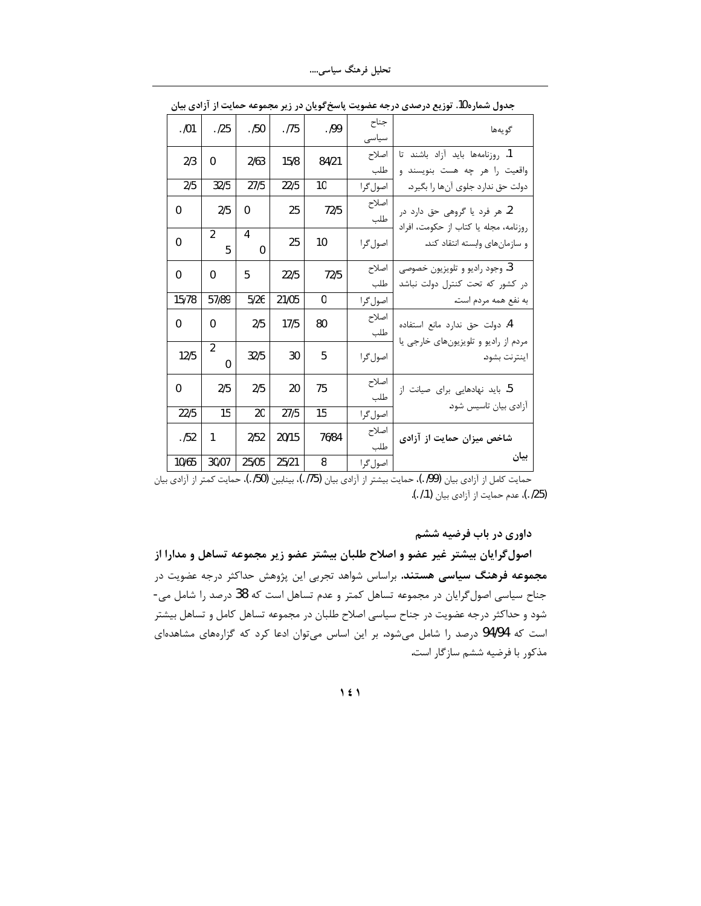جدول شماره10. توزیع درصدی درجه عضویت پاسخ‌گویان در زیر مجموعه حمایت از آزادی بیان

| گویه‌ها | جناح سیاسی | ./99 | ./75 | ./50 | ./25 | ./01 |
|---|---|---|---|---|---|---|
| 1. روزنامه‌ها باید آزاد باشند تا واقعیت را هر چه هست بنویسند و دولت حق ندارد جلوی آن‌ها را بگیرد. | اصلاح طلب | 84/21 | 15/8 | 2/63 | 0 | 2/3 |
| | اصول‌گرا | 10 | 22/5 | 27/5 | 32/5 | 2/5 |
| 2. هر فرد یا گروهی حق دارد در روزنامه، مجله یا کتاب از حکومت، افراد و سازمان‌های وابسته انتقاد کند. | اصلاح طلب | 72/5 | 25 | 0 | 2/5 | 0 |
| | اصول‌گرا | 10 | 25 | 40 | 25 | 0 |
| 3. وجود رادیو و تلویزیون خصوصی در کشور که تحت کنترل دولت نباشد به نفع همه مردم است. | اصلاح طلب | 72/5 | 22/5 | 5 | 0 | 0 |
| | اصول‌گرا | 0 | 21/05 | 5/26 | 57/89 | 15/78 |
| 4. دولت حق ندارد مانع استفاده مردم از رادیو و تلویزیون‌های خارجی یا اینترنت بشود. | اصلاح طلب | 80 | 17/5 | 2/5 | 0 | 0 |
| | اصول‌گرا | 5 | 30 | 32/5 | 20 | 12/5 |
| 5. باید نهادهایی برای صیانت از آزادی بیان تاسیس شود. | اصلاح طلب | 75 | 20 | 2/5 | 2/5 | 0 |
| | اصول‌گرا | 15 | 27/5 | 20 | 15 | 22/5 |
| **شاخص میزان حمایت از آزادی بیان** | اصلاح طلب | 76/84 | 20/15 | 2/52 | 1 | ./52 |
| | اصول‌گرا | 8 | 25/21 | 25/05 | 30/07 | 10/65 |

حمایت کامل از آزادی بیان (99/.)، حمایت بیشتر از آزادی بیان (75/.)، بینابین (50/.)، حمایت کمتر از آزادی بیان (25/.)، عدم حمایت از آزادی بیان (1/.).

### داوری در باب فرضیه ششم

**اصول‌گرایان بیشتر غیر عضو و اصلاح طلبان بیشتر عضو زیر مجموعه تساهل و مدارا از مجموعه فرهنگ سیاسی هستند.** براساس شواهد تجربی این پژوهش حداکثر درجه عضویت در جناح سیاسی اصول‌گرایان در مجموعه تساهل کمتر و عدم تساهل است که 38 درصد را شامل می‌شود و حداکثر درجه عضویت در جناح سیاسی اصلاح طلبان در مجموعه تساهل کامل و تساهل بیشتر است که 94/94 درصد را شامل می‌شود. بر این اساس می‌توان ادعا کرد که گزاره‌های مشاهده‌ای مذکور با فرضیه ششم سازگار است.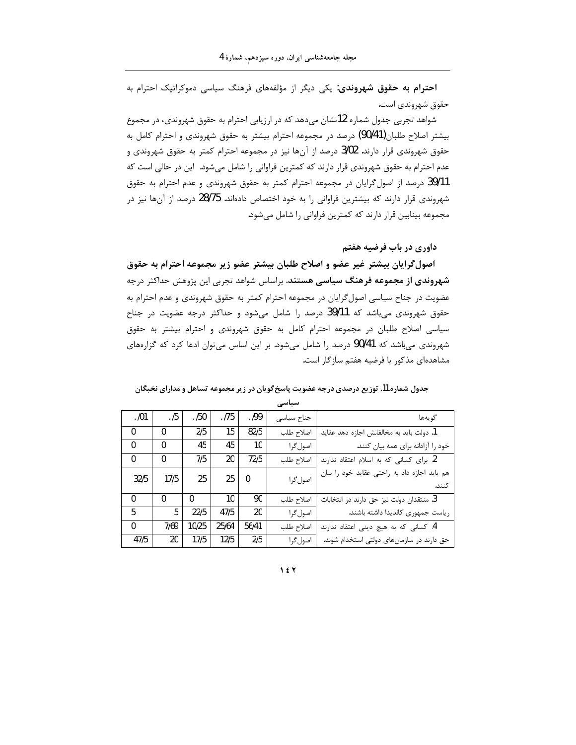**احترام به حقوق شهروندی:** یکی دیگر از مؤلفه‌های فرهنگ سیاسی دموکراتیک احترام به حقوق شهروندی است.

شواهد تجربی جدول شماره 12 نشان می‌دهد که در ارزیابی احترام به حقوق شهروندی، در مجموع بیشتر اصلاح طلبان(90/41) درصد در مجموعه احترام بیشتر به حقوق شهروندی و احترام کامل به حقوق شهروندی قرار دارند. 3/02 درصد از آن‌ها نیز در مجموعه احترام کمتر به حقوق شهروندی و عدم احترام به حقوق شهروندی قرار دارند که کمترین فراوانی را شامل می‌شود. این در حالی است که 39/11 درصد از اصول‌گرایان در مجموعه احترام کمتر به حقوق شهروندی و عدم احترام به حقوق شهروندی قرار دارند که بیشترین فراوانی را به خود اختصاص داده‌اند. 28/75 درصد از آن‌ها نیز در مجموعه بینابین قرار دارند که کمترین فراوانی را شامل می‌شود.

### داوری در باب فرضیه هفتم

**اصول‌گرایان بیشتر غیر عضو و اصلاح طلبان بیشتر عضو زیر مجموعه احترام به حقوق شهروندی از مجموعه فرهنگ سیاسی هستند.** براساس شواهد تجربی این پژوهش حداکثر درجه عضویت در جناح سیاسی اصول‌گرایان در مجموعه احترام کمتر به حقوق شهروندی و عدم احترام به حقوق شهروندی می‌باشد که 39/11 درصد را شامل می‌شود و حداکثر درجه عضویت در جناح سیاسی اصلاح طلبان در مجموعه احترام کامل به حقوق شهروندی و احترام بیشتر به حقوق شهروندی می‌باشد که 90/41 درصد را شامل می‌شود. بر این اساس می‌توان ادعا کرد که گزاره‌های مشاهده‌ای مذکور با فرضیه هفتم سازگار است.

**جدول شماره 11. توزیع درصدی درجه عضویت پاسخ‌گویان در زیر مجموعه تساهل و مدارای نخبگان سیاسی**

| گویه‌ها | جناح سیاسی | ./99 | ./75 | ./50 | ./5 | ./01 |
|---|---|---|---|---|---|---|
| 1. دولت باید به مخالفانش اجازه دهد عقاید | اصلاح طلب | 82/5 | 15 | 2/5 | 0 | 0 |
| خود را آزادانه برای همه بیان کنند. | اصول‌گرا | 10 | 45 | 45 | 0 | 0 |
| 2. برای کسانی که به اسلام اعتقاد ندارند | اصلاح طلب | 72/5 | 20 | 7/5 | 0 | 0 |
| هم باید اجازه داد به راحتی عقاید خود را بیان کنند. | اصول‌گرا | 0 | 25 | 25 | 17/5 | 32/5 |
| 3. منتقدان دولت نیز حق دارند در انتخابات | اصلاح طلب | 90 | 10 | 0 | 0 | 0 |
| ریاست جمهوری کاندیدا داشته باشند. | اصول‌گرا | 20 | 47/5 | 22/5 | 5 | 5 |
| 4. کسانی که به هیچ دینی اعتقاد ندارند | اصلاح طلب | 56/41 | 25/64 | 10/25 | 7/69 | 0 |
| حق دارند در سازمان‌های دولتی استخدام شوند. | اصول‌گرا | 2/5 | 12/5 | 17/5 | 20 | 47/5 |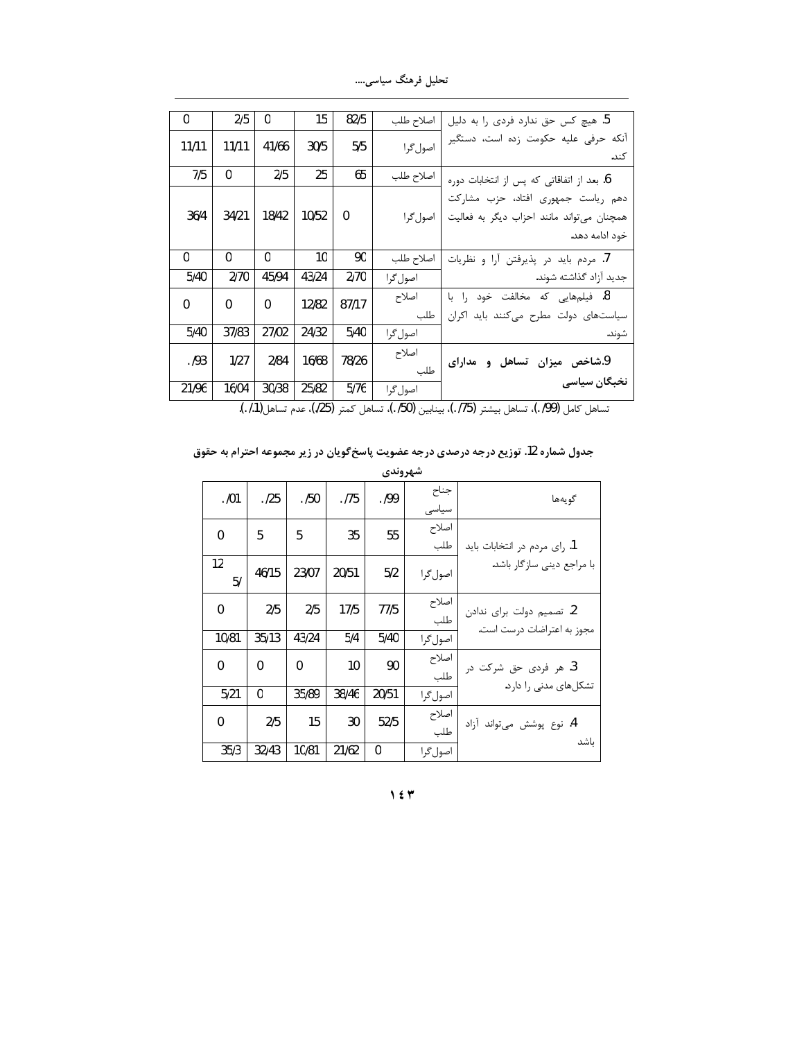| گویه‌ها | جناح سیاسی | ./99 | ./75 | ./50 | ./25 | ./01 |
|---|---|---|---|---|---|---|
| 5. هیچ کس حق ندارد فردی را به دلیل آنکه حرفی علیه حکومت زده است، دستگیر کند. | اصلاح طلب | 82/5 | 15 | 0 | 2/5 | 0 |
| | اصول‌گرا | 5/5 | 30/5 | 41/66 | 11/11 | 11/11 |
| 6. بعد از اتفاقاتی که پس از انتخابات دوره دهم ریاست جمهوری افتاد، حزب مشارکت همچنان می‌تواند مانند احزاب دیگر به فعالیت خود ادامه دهد. | اصلاح طلب | 65 | 25 | 2/5 | 0 | 7/5 |
| | اصول‌گرا | 0 | 10/52 | 18/42 | 34/21 | 36/4 |
| 7. مردم باید در پذیرفتن آرا و نظریات جدید آزاد گذاشته شوند. | اصلاح طلب | 90 | 10 | 0 | 0 | 0 |
| | اصول‌گرا | 2/70 | 43/24 | 45/94 | 2/70 | 5/40 |
| 8. فیلم‌هایی که مخالفت خود را با سیاست‌های دولت مطرح می‌کنند باید اکران شوند. | اصلاح طلب | 87/17 | 12/82 | 0 | 0 | 0 |
| | اصول‌گرا | 5/40 | 24/32 | 27/02 | 37/83 | 5/40 |
| **9.شاخص میزان تساهل و مدارای نخبگان سیاسی** | اصلاح طلب | 78/26 | 16/68 | 2/84 | 1/27 | ./93 |
| | اصول‌گرا | 5/76 | 25/82 | 30/38 | 16/04 | 21/96 |

تساهل کامل (99/.)، تساهل بیشتر (75/.)، بینابین (50/.)، تساهل کمتر (25/.)، عدم تساهل(1/.).

**جدول شماره 12. توزیع درجه درصدی درجه عضویت پاسخ‌گویان در زیر مجموعه احترام به حقوق شهروندی**

| گویه‌ها | جناح سیاسی | ./99 | ./75 | ./50 | ./25 | ./01 |
|---|---|---|---|---|---|---|
| 1. رای مردم در انتخابات باید با مراجع دینی سازگار باشد. | اصلاح طلب | 55 | 35 | 5 | 5 | 0 |
| | اصول‌گرا | 5/2 | 20/51 | 23/07 | 46/15 | 12 5/ |
| 2. تصمیم دولت برای ندادن مجوز به اعتراضات درست است. | اصلاح طلب | 77/5 | 17/5 | 2/5 | 2/5 | 0 |
| | اصول‌گرا | 5/40 | 5/4 | 43/24 | 35/13 | 10/81 |
| 3. هر فردی حق شرکت در تشکل‌های مدنی را دارد. | اصلاح طلب | 90 | 10 | 0 | 0 | 0 |
| | اصول‌گرا | 20/51 | 38/46 | 35/89 | 0 | 5/21 |
| 4. نوع پوشش می‌تواند آزاد باشد | اصلاح طلب | 52/5 | 30 | 15 | 2/5 | 0 |
| | اصول‌گرا | 0 | 21/62 | 10/81 | 32/43 | 35/3 |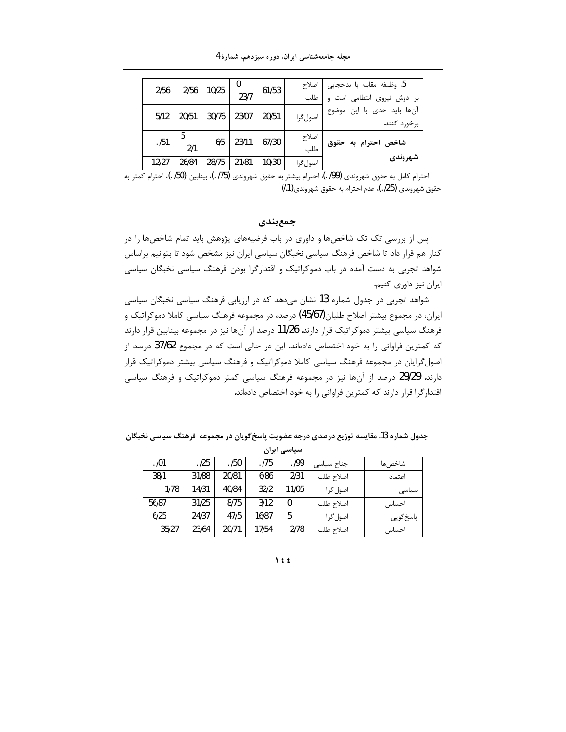| | | | | | | |
|---|---|---|---|---|---|---|
| 5. وظیفه مقابله با بدحجابی بر دوش نیروی انتظامی است و آن‌ها باید جدی با این موضوع برخورد کنند. | اصلاح طلب | 61/53 | 23/7 | 0 | 10/25 | 2/56 | 2/56 |
| | اصول‌گرا | 20/51 | 23/07 | 30/76 | 20/51 | 5/12 |
| **شاخص احترام به حقوق شهروندی** | اصلاح طلب | 67/30 | 23/11 | 6/5 | 5 2/1 | ./51 |
| | اصول‌گرا | 10/30 | 21/81 | 28/75 | 26/84 | 12/27 |

احترام کامل به حقوق شهروندی (99/.)، احترام بیشتر به حقوق شهروندی (75/.)، بینابین (50/.)، احترام کمتر به حقوق شهروندی (25/.)، عدم احترام به حقوق شهروندی(1/.)

## جمع‌بندی

پس از بررسی تک تک شاخص‌ها و داوری در باب فرضیه‌های پژوهش باید تمام شاخص‌ها را در کنار هم قرار داد تا شاخص فرهنگ سیاسی نخبگان سیاسی ایران نیز مشخص شود تا بتوانیم براساس شواهد تجربی به دست آمده در باب دموکراتیک و اقتدارگرا بودن فرهنگ سیاسی نخبگان سیاسی ایران نیز داوری کنیم.

شواهد تجربی در جدول شماره 13 نشان می‌دهد که در ارزیابی فرهنگ سیاسی نخبگان سیاسی ایران، در مجموع بیشتر اصلاح طلبان(45/67) درصد، در مجموعه فرهنگ سیاسی کاملا دموکراتیک و فرهنگ سیاسی بیشتر دموکراتیک قرار دارند. 11/26 درصد از آن‌ها نیز در مجموعه بینابین قرار دارند که کمترین فراوانی را به خود اختصاص داده‌اند. این در حالی است که در مجموع 37/62 درصد از اصول‌گرایان در مجموعه فرهنگ سیاسی کاملا دموکراتیک و فرهنگ سیاسی بیشتر دموکراتیک قرار دارند. 29/29 درصد از آن‌ها نیز در مجموعه فرهنگ سیاسی کمتر دموکراتیک و فرهنگ سیاسی اقتدارگرا قرار دارند که کمترین فراوانی را به خود اختصاص داده‌اند.

**جدول شماره 13. مقایسه توزیع درصدی درجه عضویت پاسخ‌گویان در مجموعه فرهنگ سیاسی نخبگان سیاسی ایران**

| شاخص‌ها | جناح سیاسی | ./99 | ./75 | ./50 | ./25 | ./01 |
|---|---|---|---|---|---|---|
| اعتماد | اصلاح طلب | 2/31 | 6/86 | 20/81 | 31/88 | 38/1 |
| سیاسی | اصول‌گرا | 11/05 | 32/2 | 40/84 | 14/31 | 1/78 |
| احساس | اصلاح طلب | 0 | 3/12 | 8/75 | 31/25 | 56/87 |
| پاسخ‌گویی | اصول‌گرا | 5 | 16/87 | 47/5 | 24/37 | 6/25 |
| احساس | اصلاح طلب | 2/78 | 17/54 | 20/71 | 23/64 | 35/27 |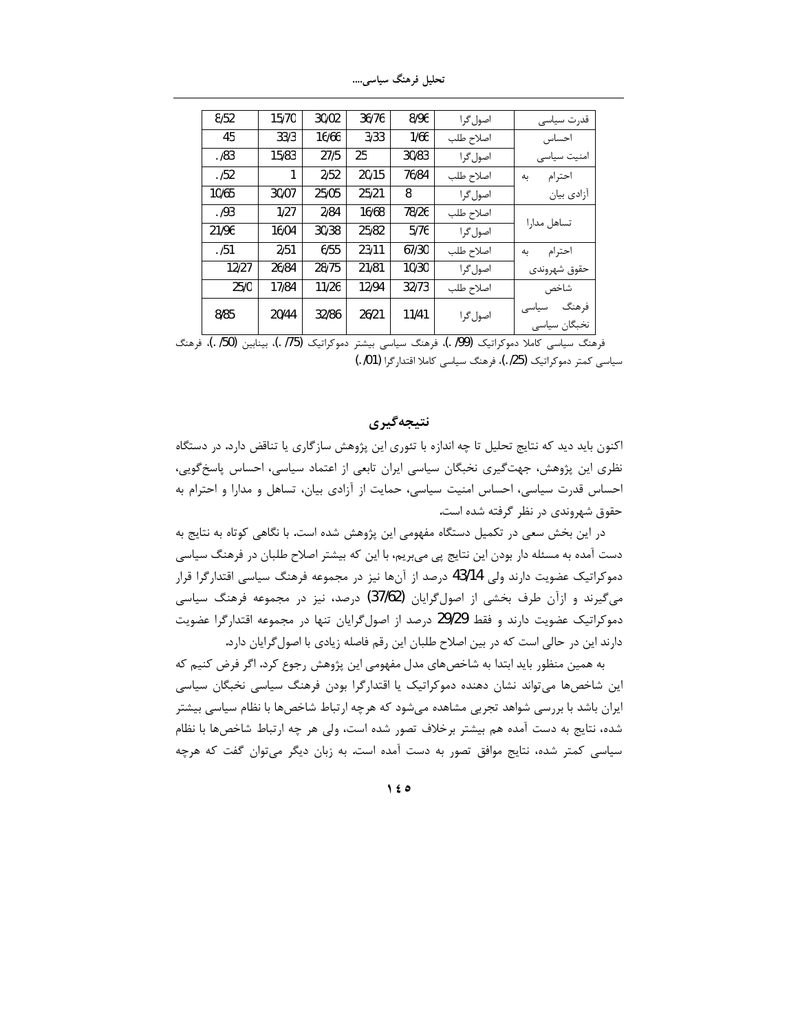| قدرت سیاسی | اصول‌گرا | 8/96 | 36/76 | 30/02 | 15/70 | 8/52 |
|---|---|---|---|---|---|---|
| احساس | اصلاح طلب | 1/66 | 3/33 | 16/66 | 33/3 | 45 |
| امنیت سیاسی | اصول‌گرا | 30/83 | 25 | 27/5 | 15/83 | ./83 |
| احترام به | اصلاح طلب | 76/84 | 20/15 | 2/52 | 1 | ./52 |
| آزادی بیان | اصول‌گرا | 8 | 25/21 | 25/05 | 30/07 | 10/65 |
| تساهل مدارا | اصلاح طلب | 78/26 | 16/68 | 2/84 | 1/27 | ./93 |
| | اصول‌گرا | 5/76 | 25/82 | 30/38 | 16/04 | 21/96 |
| احترام به | اصلاح طلب | 67/30 | 23/11 | 6/55 | 2/51 | ./51 |
| حقوق شهروندی | اصول‌گرا | 10/30 | 21/81 | 28/75 | 26/84 | 12/27 |
| شاخص | اصلاح طلب | 32/73 | 12/94 | 11/26 | 17/84 | 25/0 |
| فرهنگ سیاسی نخبگان سیاسی | اصول‌گرا | 11/41 | 26/21 | 32/86 | 20/44 | 8/85 |

فرهنگ سیاسی کاملا دموکراتیک (/99 .)، فرهنگ سیاسی بیشتر دموکراتیک (/75 .)، بینابین (/50 .)، فرهنگ سیاسی کمتر دموکراتیک (/25.)، فرهنگ سیاسی کاملا اقتدارگرا (/01 .)

## نتیجه‌گیری

اکنون باید دید که نتایج تحلیل تا چه اندازه با تئوری این پژوهش سازگاری یا تناقض دارد. در دستگاه نظری این پژوهش، جهت‌گیری نخبگان سیاسی ایران تابعی از اعتماد سیاسی، احساس پاسخ‌گویی، احساس قدرت سیاسی، احساس امنیت سیاسی، حمایت از آزادی بیان، تساهل و مدارا و احترام به حقوق شهروندی در نظر گرفته شده است.

در این بخش سعی در تکمیل دستگاه مفهومی این پژوهش شده است. با نگاهی کوتاه به نتایج به دست آمده به مسئله دار بودن این نتایج پی می‌بریم، با این که بیشتر اصلاح طلبان در فرهنگ سیاسی دموکراتیک عضویت دارند ولی 43/14 درصد از آن‌ها نیز در مجموعه فرهنگ سیاسی اقتدارگرا قرار می‌گیرند و ازآن طرف بخشی از اصول‌گرایان (37/62) درصد، نیز در مجموعه فرهنگ سیاسی دموکراتیک عضویت دارند و فقط 29/29 درصد از اصول‌گرایان تنها در مجموعه اقتدارگرا عضویت دارند این در حالی است که در بین اصلاح طلبان این رقم فاصله زیادی با اصول‌گرایان دارد.

به همین منظور باید ابتدا به شاخص‌های مدل مفهومی این پژوهش رجوع کرد. اگر فرض کنیم که این شاخص‌ها می‌تواند نشان دهنده دموکراتیک یا اقتدارگرا بودن فرهنگ سیاسی نخبگان سیاسی ایران باشد با بررسی شواهد تجربی مشاهده می‌شود که هرچه ارتباط شاخص‌ها با نظام سیاسی بیشتر شده، نتایج به دست آمده هم بیشتر برخلاف تصور شده است، ولی هر چه ارتباط شاخص‌ها با نظام سیاسی کمتر شده، نتایج موافق تصور به دست آمده است. به زبان دیگر می‌توان گفت که هرچه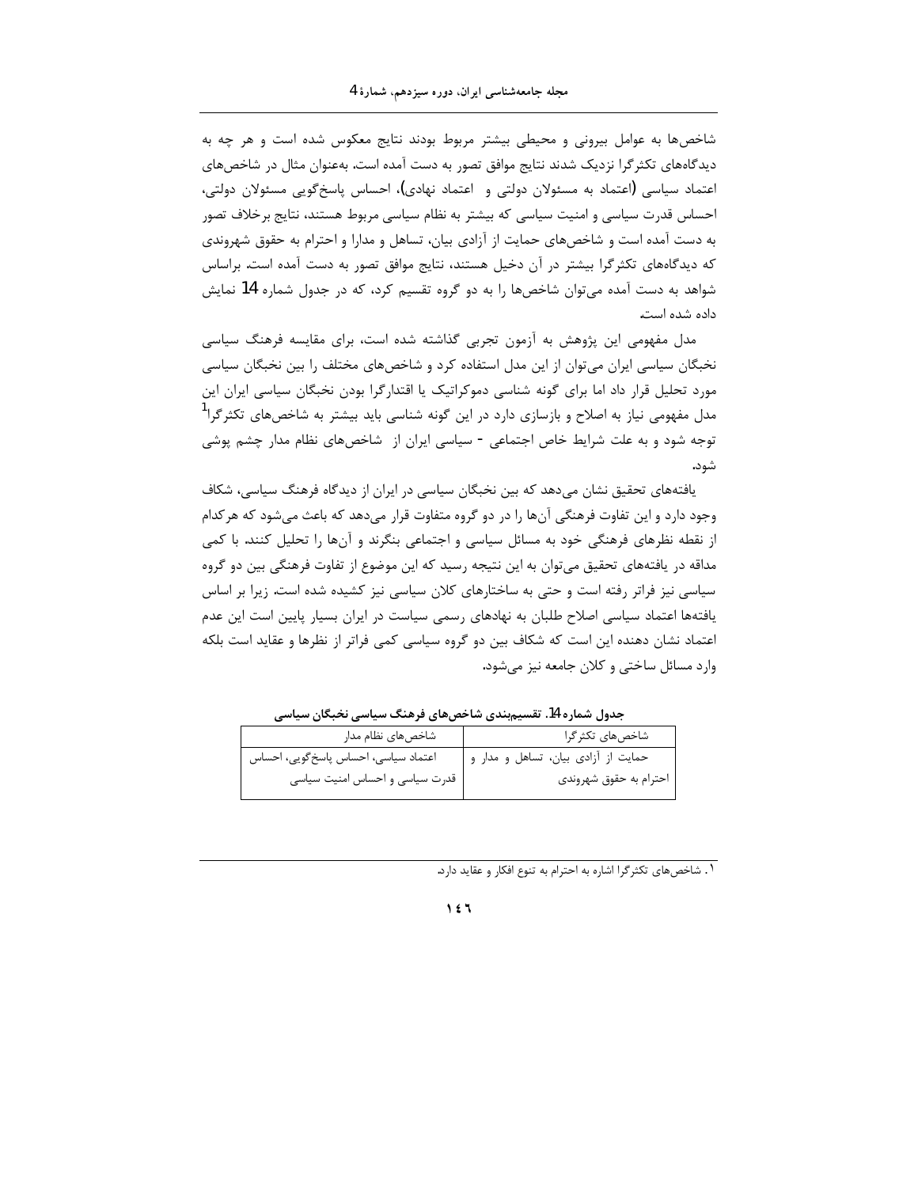شاخص‌ها به عوامل بیرونی و محیطی بیشتر مربوط بودند نتایج معکوس شده است و هر چه به دیدگاه‌های تکثرگرا نزدیک شدند نتایج موافق تصور به دست آمده است. به‌عنوان مثال در شاخص‌های اعتماد سیاسی (اعتماد به مسئولان دولتی و اعتماد نهادی)، احساس پاسخ‌گویی مسئولان دولتی، احساس قدرت سیاسی و امنیت سیاسی که بیشتر به نظام سیاسی مربوط هستند، نتایج برخلاف تصور به دست آمده است و شاخص‌های حمایت از آزادی بیان، تساهل و مدارا و احترام به حقوق شهروندی که دیدگاه‌های تکثرگرا بیشتر در آن دخیل هستند، نتایج موافق تصور به دست آمده است. براساس شواهد به دست آمده می‌توان شاخص‌ها را به دو گروه تقسیم کرد، که در جدول شماره 14 نمایش داده شده است.

مدل مفهومی این پژوهش به آزمون تجربی گذاشته شده است، برای مقایسه فرهنگ سیاسی نخبگان سیاسی ایران می‌توان از این مدل استفاده کرد و شاخص‌های مختلف را بین نخبگان سیاسی مورد تحلیل قرار داد اما برای گونه شناسی دموکراتیک یا اقتدارگرا بودن نخبگان سیاسی ایران این مدل مفهومی نیاز به اصلاح و بازسازی دارد در این گونه شناسی باید بیشتر به شاخص‌های تکثرگرا[1] توجه شود و به علت شرایط خاص اجتماعی - سیاسی ایران از شاخص‌های نظام مدار چشم پوشی شود.

یافته‌های تحقیق نشان می‌دهد که بین نخبگان سیاسی در ایران از دیدگاه فرهنگ سیاسی، شکاف وجود دارد و این تفاوت فرهنگی آن‌ها را در دو گروه متفاوت قرار می‌دهد که باعث می‌شود که هرکدام از نقطه نظرهای فرهنگی خود به مسائل سیاسی و اجتماعی بنگرند و آن‌ها را تحلیل کنند. با کمی مداقه در یافته‌های تحقیق می‌توان به این نتیجه رسید که این موضوع از تفاوت فرهنگی بین دو گروه سیاسی نیز فراتر رفته است و حتی به ساختارهای کلان سیاسی نیز کشیده شده است. زیرا بر اساس یافته‌ها اعتماد سیاسی اصلاح طلبان به نهادهای رسمی سیاست در ایران بسیار پایین است این عدم اعتماد نشان دهنده این است که شکاف بین دو گروه سیاسی کمی فراتر از نظرها و عقاید است بلکه وارد مسائل ساختی و کلان جامعه نیز می‌شود.

**جدول شماره 14. تقسیم‌بندی شاخص‌های فرهنگ سیاسی نخبگان سیاسی**

| شاخص‌های تکثرگرا | شاخص‌های نظام مدار |
| --- | --- |
| حمایت از آزادی بیان، تساهل و مدار و احترام به حقوق شهروندی | اعتماد سیاسی، احساس پاسخ‌گویی، احساس قدرت سیاسی و احساس امنیت سیاسی |

---

۱. شاخص‌های تکثرگرا اشاره به احترام به تنوع افکار و عقاید دارد.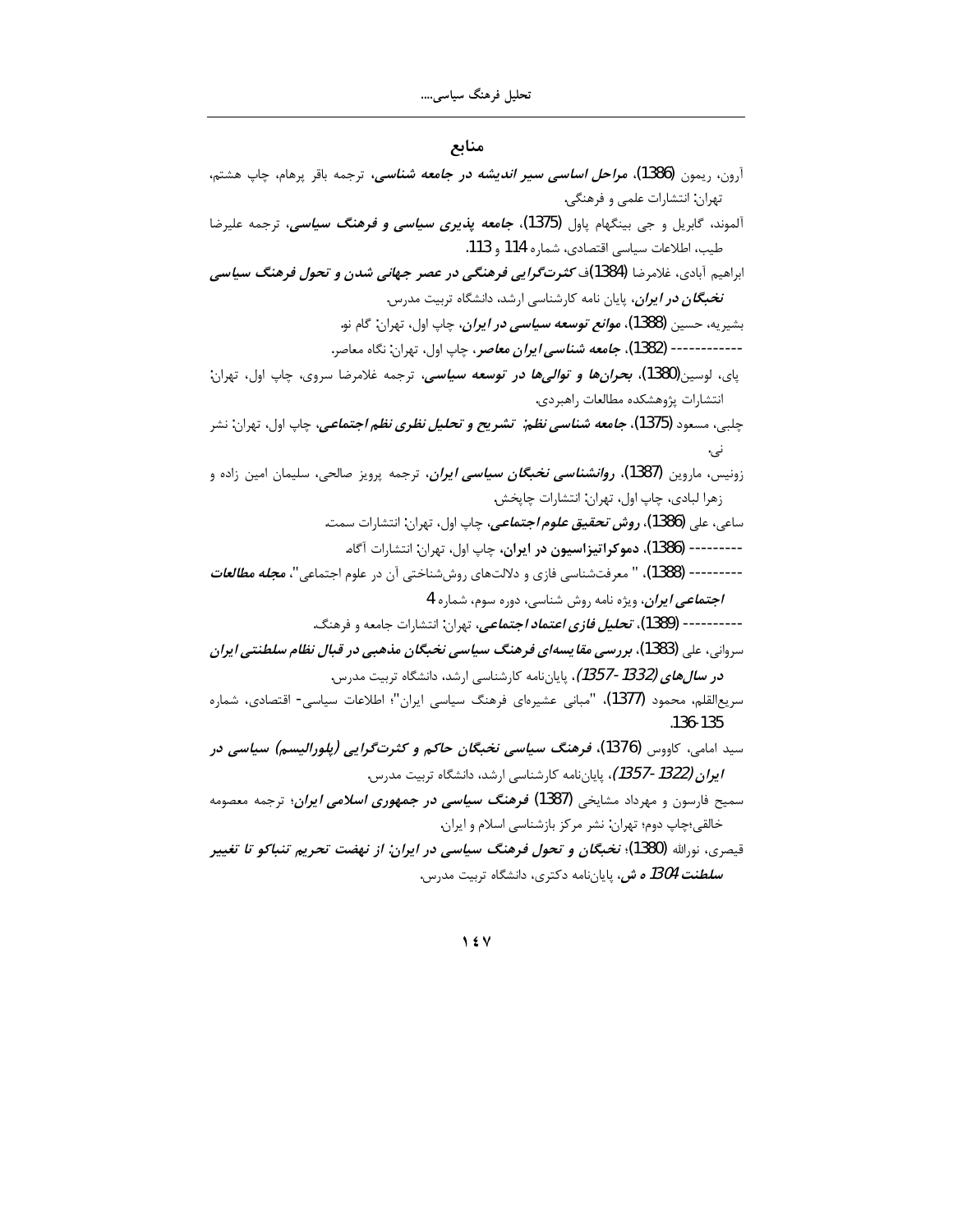## منابع

آرون، ریمون (1386)، ***مراحل اساسی سیر اندیشه در جامعه شناسی***، ترجمه باقر پرهام، چاپ هشتم، تهران: انتشارات علمی و فرهنگی.

آلموند، گابریل و جی بینگهام پاول (1375)، ***جامعه پذیری سیاسی و فرهنگ سیاسی***، ترجمه علیرضا طیب، اطلاعات سیاسی اقتصادی، شماره 114 و 113.

ابراهیم آبادی، غلامرضا (1384)ف ***کثرت‌گرایی فرهنگی در عصر جهانی شدن و تحول فرهنگ سیاسی نخبگان در ایران***، پایان نامه کارشناسی ارشد، دانشگاه تربیت مدرس.

بشیریه، حسین (1388)، ***موانع توسعه سیاسی در ایران***، چاپ اول، تهران: گام نو.

------------ (1382)، ***جامعه شناسی ایران معاصر***، چاپ اول، تهران: نگاه معاصر.

پای، لوسین(1380)، ***بحران‌ها و توالی‌ها در توسعه سیاسی***، ترجمه غلامرضا سروی، چاپ اول، تهران: انتشارات پژوهشکده مطالعات راهبردی.

چلبی، مسعود (1375)، ***جامعه شناسی نظم؛ تشریح و تحلیل نظری نظم اجتماعی***، چاپ اول، تهران: نشر نی.

زونیس، ماروین (1387)، ***روانشناسی نخبگان سیاسی ایران***، ترجمه پرویز صالحی، سلیمان امین زاده و زهرا لبادی، چاپ اول، تهران: انتشارات چاپخش.

ساعی، علی (1386)، ***روش تحقیق علوم اجتماعی***، چاپ اول، تهران: انتشارات سمت.

--------- (1386)، **دموکراتیزاسیون در ایران**، چاپ اول، تهران: انتشارات آگاه.

--------- (1388)، " معرفت‌شناسی فازی و دلالت‌های روش‌شناختی آن در علوم اجتماعی"، ***مجله مطالعات اجتماعی ایران***، ویژه نامه روش شناسی، دوره سوم، شماره 4

---------- (1389)، ***تحلیل فازی اعتماد اجتماعی***، تهران: انتشارات جامعه و فرهنگ.

سروانی، علی (1383)، ***بررسی مقایسه‌ای فرهنگ سیاسی نخبگان مذهبی در قبال نظام سلطنتی ایران در سال‌های (1332-1357)***، پایان‌نامه کارشناسی ارشد، دانشگاه تربیت مدرس.

سریع‌القلم، محمود (1377)، "مبانی عشیره‌ای فرهنگ سیاسی ایران"؛ اطلاعات سیاسی- اقتصادی، شماره 135-136.

سید امامی، کاووس (1376)، ***فرهنگ سیاسی نخبگان حاکم و کثرت‌گرایی (پلورالیسم) سیاسی در ایران (1322-1357)***، پایان‌نامه کارشناسی ارشد، دانشگاه تربیت مدرس.

سمیح فارسون و مهرداد مشایخی (1387) ***فرهنگ سیاسی در جمهوری اسلامی ایران***؛ ترجمه معصومه خالقی؛چاپ دوم؛ تهران: نشر مرکز بازشناسی اسلام و ایران.

قیصری، نورالله (1380)؛ ***نخبگان و تحول فرهنگ سیاسی در ایران: از نهضت تحریم تنباکو تا تغییر سلطنت 1304 ه ش***، پایان‌نامه دکتری، دانشگاه تربیت مدرس.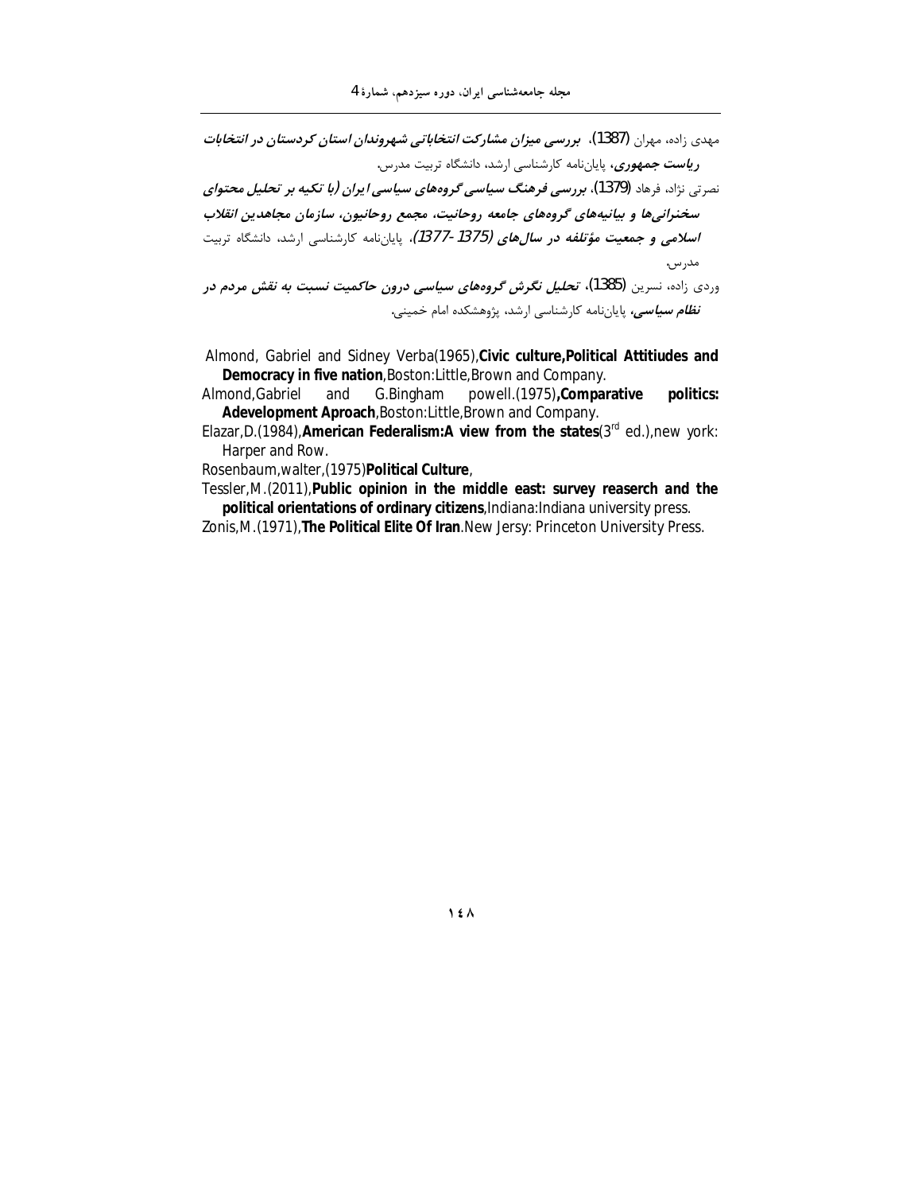مهدی زاده، مهران (1387). ***بررسی میزان مشارکت انتخاباتی شهروندان استان کردستان در انتخابات ریاست جمهوری***، پایان‌نامه کارشناسی ارشد، دانشگاه تربیت مدرس.

نصرتی نژاد، فرهاد (1379). ***بررسی فرهنگ سیاسی گروه‌های سیاسی ایران (با تکیه بر تحلیل محتوای سخنرانی‌ها و بیانیه‌های گروه‌های جامعه روحانیت، مجمع روحانیون، سازمان مجاهدین انقلاب اسلامی و جمعیت مؤتلفه در سال‌های (1375-1377)***. پایان‌نامه کارشناسی ارشد، دانشگاه تربیت مدرس.

وردی زاده، نسرین (1385). ***تحلیل نگرش گروه‌های سیاسی درون حاکمیت نسبت به نقش مردم در نظام سیاسی***، پایان‌نامه کارشناسی ارشد، پژوهشکده امام خمینی.

Almond, Gabriel and Sidney Verba(1965),**Civic culture,Political Attitiudes and Democracy in five nation**,Boston:Little,Brown and Company.

Almond,Gabriel and G.Bingham powell.(1975),**Comparative politics: Adevelopment Aproach**,Boston:Little,Brown and Company.

Elazar,D.(1984),**American Federalism:A view from the states**(3rd ed.),new york: Harper and Row.

Rosenbaum,walter,(1975)**Political Culture**,

Tessler,M.(2011),**Public opinion in the middle east: survey reaserch and the political orientations of ordinary citizens**,Indiana:Indiana university press.

Zonis,M.(1971),**The Political Elite Of Iran**.New Jersy: Princeton University Press.